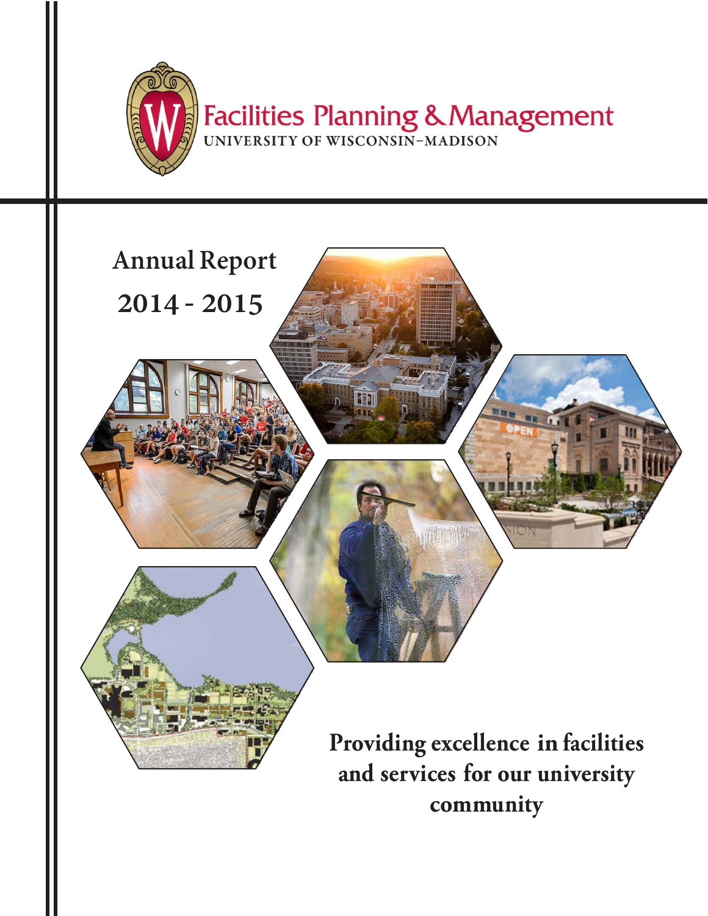# Facilities Planning & Management

UNIVERSITY OF WISCONSIN–MADISON

## Annual Report

## 2014 - 2015

**Providing excellence in facilities and services for our university community**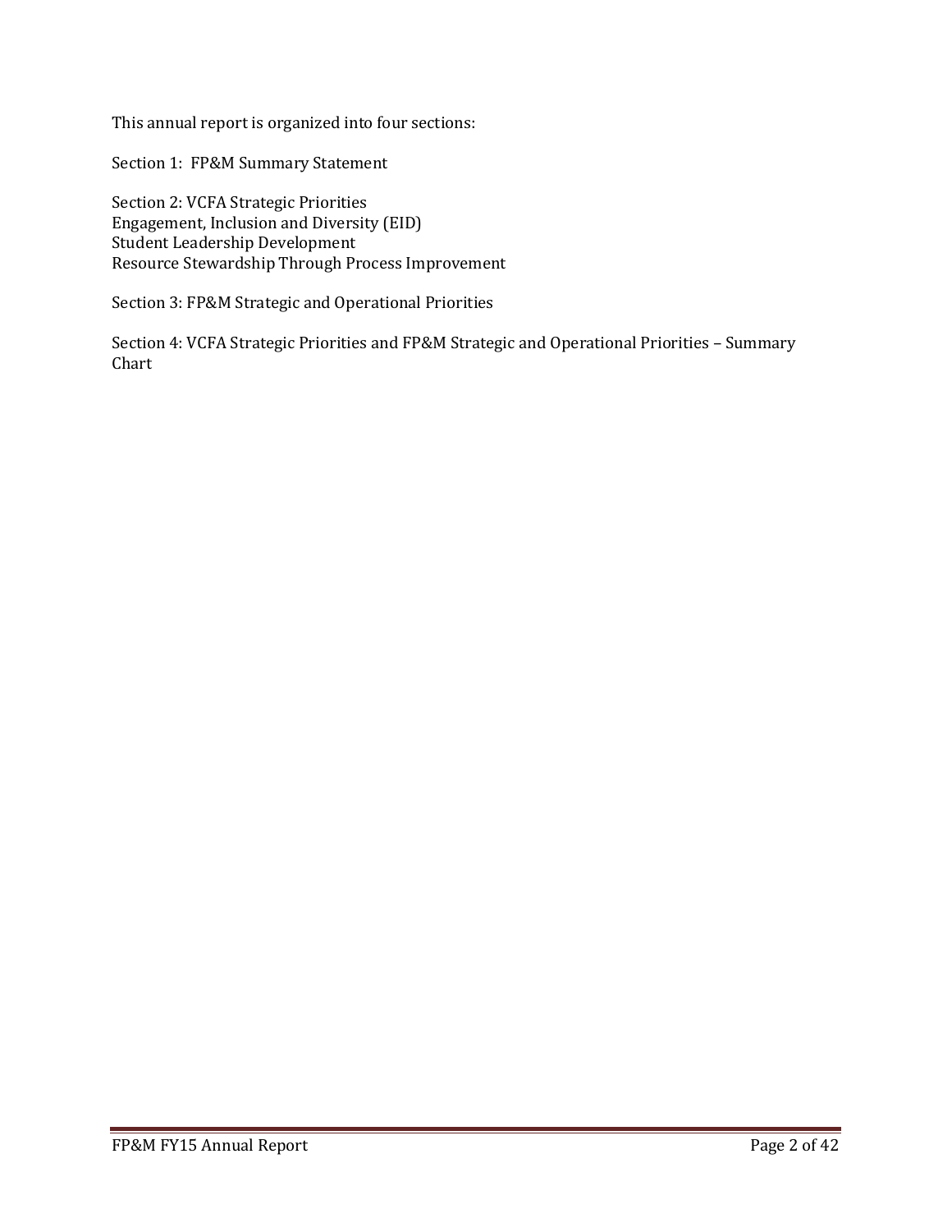This annual report is organized into four sections:

Section 1: FP&M Summary Statement

Section 2: VCFA Strategic Priorities
Engagement, Inclusion and Diversity (EID)
Student Leadership Development
Resource Stewardship Through Process Improvement

Section 3: FP&M Strategic and Operational Priorities

Section 4: VCFA Strategic Priorities and FP&M Strategic and Operational Priorities – Summary Chart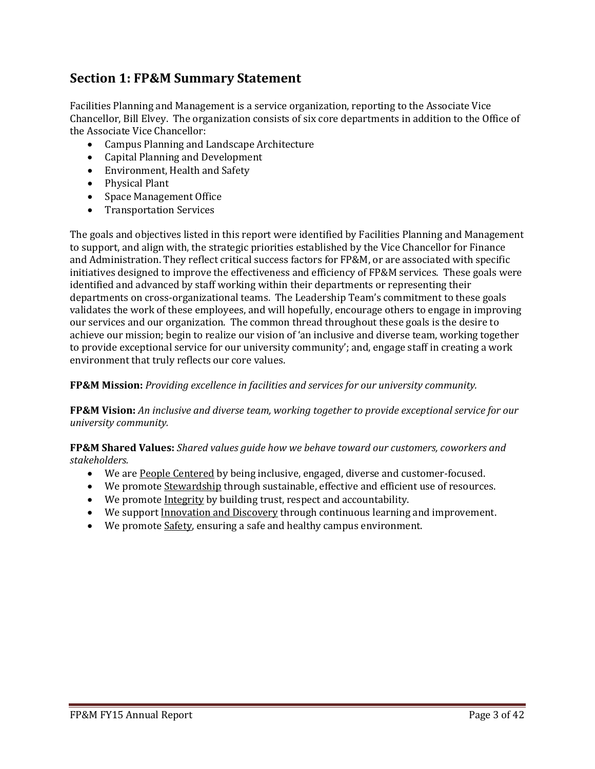## Section 1: FP&M Summary Statement

Facilities Planning and Management is a service organization, reporting to the Associate Vice Chancellor, Bill Elvey. The organization consists of six core departments in addition to the Office of the Associate Vice Chancellor:

- Campus Planning and Landscape Architecture
- Capital Planning and Development
- Environment, Health and Safety
- Physical Plant
- Space Management Office
- Transportation Services

The goals and objectives listed in this report were identified by Facilities Planning and Management to support, and align with, the strategic priorities established by the Vice Chancellor for Finance and Administration. They reflect critical success factors for FP&M, or are associated with specific initiatives designed to improve the effectiveness and efficiency of FP&M services. These goals were identified and advanced by staff working within their departments or representing their departments on cross-organizational teams. The Leadership Team's commitment to these goals validates the work of these employees, and will hopefully, encourage others to engage in improving our services and our organization. The common thread throughout these goals is the desire to achieve our mission; begin to realize our vision of 'an inclusive and diverse team, working together to provide exceptional service for our university community'; and, engage staff in creating a work environment that truly reflects our core values.

**FP&M Mission:** *Providing excellence in facilities and services for our university community.*

**FP&M Vision:** *An inclusive and diverse team, working together to provide exceptional service for our university community.*

**FP&M Shared Values:** *Shared values guide how we behave toward our customers, coworkers and stakeholders.*

- We are <u>People Centered</u> by being inclusive, engaged, diverse and customer-focused.
- We promote <u>Stewardship</u> through sustainable, effective and efficient use of resources.
- We promote <u>Integrity</u> by building trust, respect and accountability.
- We support <u>Innovation and Discovery</u> through continuous learning and improvement.
- We promote <u>Safety</u>, ensuring a safe and healthy campus environment.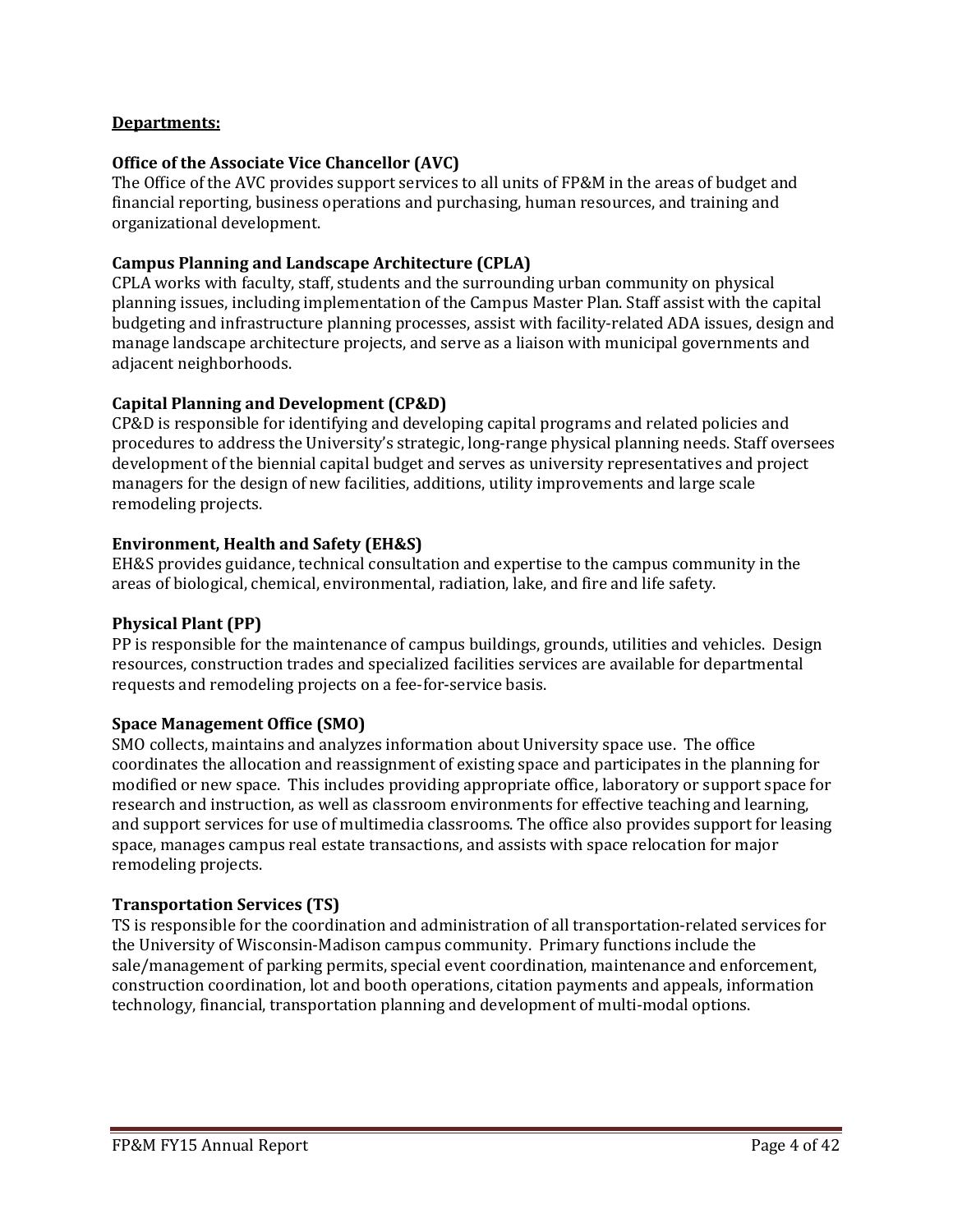## Departments:

### Office of the Associate Vice Chancellor (AVC)

The Office of the AVC provides support services to all units of FP&M in the areas of budget and financial reporting, business operations and purchasing, human resources, and training and organizational development.

### Campus Planning and Landscape Architecture (CPLA)

CPLA works with faculty, staff, students and the surrounding urban community on physical planning issues, including implementation of the Campus Master Plan. Staff assist with the capital budgeting and infrastructure planning processes, assist with facility-related ADA issues, design and manage landscape architecture projects, and serve as a liaison with municipal governments and adjacent neighborhoods.

### Capital Planning and Development (CP&D)

CP&D is responsible for identifying and developing capital programs and related policies and procedures to address the University's strategic, long-range physical planning needs. Staff oversees development of the biennial capital budget and serves as university representatives and project managers for the design of new facilities, additions, utility improvements and large scale remodeling projects.

### Environment, Health and Safety (EH&S)

EH&S provides guidance, technical consultation and expertise to the campus community in the areas of biological, chemical, environmental, radiation, lake, and fire and life safety.

### Physical Plant (PP)

PP is responsible for the maintenance of campus buildings, grounds, utilities and vehicles. Design resources, construction trades and specialized facilities services are available for departmental requests and remodeling projects on a fee-for-service basis.

### Space Management Office (SMO)

SMO collects, maintains and analyzes information about University space use. The office coordinates the allocation and reassignment of existing space and participates in the planning for modified or new space. This includes providing appropriate office, laboratory or support space for research and instruction, as well as classroom environments for effective teaching and learning, and support services for use of multimedia classrooms. The office also provides support for leasing space, manages campus real estate transactions, and assists with space relocation for major remodeling projects.

### Transportation Services (TS)

TS is responsible for the coordination and administration of all transportation-related services for the University of Wisconsin-Madison campus community. Primary functions include the sale/management of parking permits, special event coordination, maintenance and enforcement, construction coordination, lot and booth operations, citation payments and appeals, information technology, financial, transportation planning and development of multi-modal options.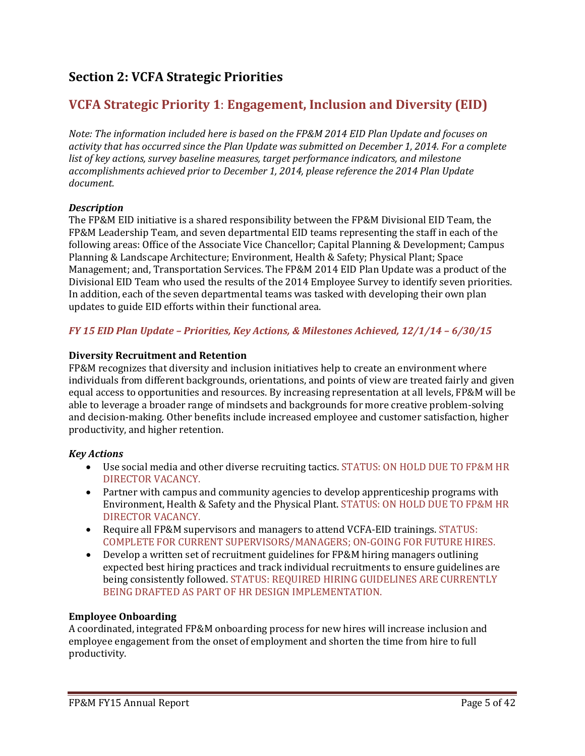## Section 2: VCFA Strategic Priorities

## VCFA Strategic Priority 1: Engagement, Inclusion and Diversity (EID)

*Note: The information included here is based on the FP&M 2014 EID Plan Update and focuses on activity that has occurred since the Plan Update was submitted on December 1, 2014. For a complete list of key actions, survey baseline measures, target performance indicators, and milestone accomplishments achieved prior to December 1, 2014, please reference the 2014 Plan Update document.*

***Description***

The FP&M EID initiative is a shared responsibility between the FP&M Divisional EID Team, the FP&M Leadership Team, and seven departmental EID teams representing the staff in each of the following areas: Office of the Associate Vice Chancellor; Capital Planning & Development; Campus Planning & Landscape Architecture; Environment, Health & Safety; Physical Plant; Space Management; and, Transportation Services. The FP&M 2014 EID Plan Update was a product of the Divisional EID Team who used the results of the 2014 Employee Survey to identify seven priorities. In addition, each of the seven departmental teams was tasked with developing their own plan updates to guide EID efforts within their functional area.

***FY 15 EID Plan Update – Priorities, Key Actions, & Milestones Achieved, 12/1/14 – 6/30/15***

**Diversity Recruitment and Retention**

FP&M recognizes that diversity and inclusion initiatives help to create an environment where individuals from different backgrounds, orientations, and points of view are treated fairly and given equal access to opportunities and resources. By increasing representation at all levels, FP&M will be able to leverage a broader range of mindsets and backgrounds for more creative problem-solving and decision-making. Other benefits include increased employee and customer satisfaction, higher productivity, and higher retention.

***Key Actions***

- Use social media and other diverse recruiting tactics. STATUS: ON HOLD DUE TO FP&M HR DIRECTOR VACANCY.
- Partner with campus and community agencies to develop apprenticeship programs with Environment, Health & Safety and the Physical Plant. STATUS: ON HOLD DUE TO FP&M HR DIRECTOR VACANCY.
- Require all FP&M supervisors and managers to attend VCFA-EID trainings. STATUS: COMPLETE FOR CURRENT SUPERVISORS/MANAGERS; ON-GOING FOR FUTURE HIRES.
- Develop a written set of recruitment guidelines for FP&M hiring managers outlining expected best hiring practices and track individual recruitments to ensure guidelines are being consistently followed. STATUS: REQUIRED HIRING GUIDELINES ARE CURRENTLY BEING DRAFTED AS PART OF HR DESIGN IMPLEMENTATION.

**Employee Onboarding**

A coordinated, integrated FP&M onboarding process for new hires will increase inclusion and employee engagement from the onset of employment and shorten the time from hire to full productivity.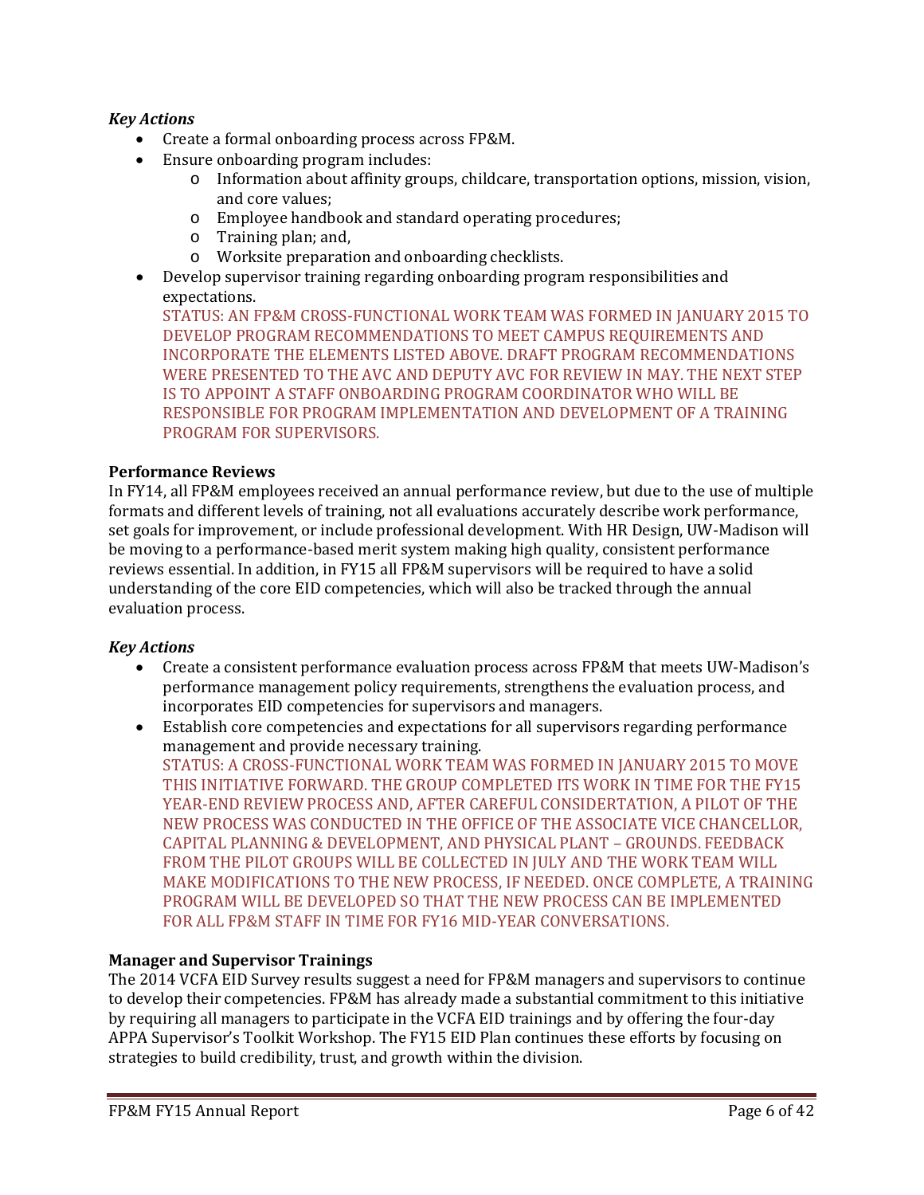### *Key Actions*

- Create a formal onboarding process across FP&M.
- Ensure onboarding program includes:
  - Information about affinity groups, childcare, transportation options, mission, vision, and core values;
  - Employee handbook and standard operating procedures;
  - Training plan; and,
  - Worksite preparation and onboarding checklists.
- Develop supervisor training regarding onboarding program responsibilities and expectations.
  STATUS: AN FP&M CROSS-FUNCTIONAL WORK TEAM WAS FORMED IN JANUARY 2015 TO DEVELOP PROGRAM RECOMMENDATIONS TO MEET CAMPUS REQUIREMENTS AND INCORPORATE THE ELEMENTS LISTED ABOVE. DRAFT PROGRAM RECOMMENDATIONS WERE PRESENTED TO THE AVC AND DEPUTY AVC FOR REVIEW IN MAY. THE NEXT STEP IS TO APPOINT A STAFF ONBOARDING PROGRAM COORDINATOR WHO WILL BE RESPONSIBLE FOR PROGRAM IMPLEMENTATION AND DEVELOPMENT OF A TRAINING PROGRAM FOR SUPERVISORS.

### Performance Reviews

In FY14, all FP&M employees received an annual performance review, but due to the use of multiple formats and different levels of training, not all evaluations accurately describe work performance, set goals for improvement, or include professional development. With HR Design, UW-Madison will be moving to a performance-based merit system making high quality, consistent performance reviews essential. In addition, in FY15 all FP&M supervisors will be required to have a solid understanding of the core EID competencies, which will also be tracked through the annual evaluation process.

### *Key Actions*

- Create a consistent performance evaluation process across FP&M that meets UW-Madison's performance management policy requirements, strengthens the evaluation process, and incorporates EID competencies for supervisors and managers.
- Establish core competencies and expectations for all supervisors regarding performance management and provide necessary training.
  STATUS: A CROSS-FUNCTIONAL WORK TEAM WAS FORMED IN JANUARY 2015 TO MOVE THIS INITIATIVE FORWARD. THE GROUP COMPLETED ITS WORK IN TIME FOR THE FY15 YEAR-END REVIEW PROCESS AND, AFTER CAREFUL CONSIDERTATION, A PILOT OF THE NEW PROCESS WAS CONDUCTED IN THE OFFICE OF THE ASSOCIATE VICE CHANCELLOR, CAPITAL PLANNING & DEVELOPMENT, AND PHYSICAL PLANT – GROUNDS. FEEDBACK FROM THE PILOT GROUPS WILL BE COLLECTED IN JULY AND THE WORK TEAM WILL MAKE MODIFICATIONS TO THE NEW PROCESS, IF NEEDED. ONCE COMPLETE, A TRAINING PROGRAM WILL BE DEVELOPED SO THAT THE NEW PROCESS CAN BE IMPLEMENTED FOR ALL FP&M STAFF IN TIME FOR FY16 MID-YEAR CONVERSATIONS.

### Manager and Supervisor Trainings

The 2014 VCFA EID Survey results suggest a need for FP&M managers and supervisors to continue to develop their competencies. FP&M has already made a substantial commitment to this initiative by requiring all managers to participate in the VCFA EID trainings and by offering the four-day APPA Supervisor's Toolkit Workshop. The FY15 EID Plan continues these efforts by focusing on strategies to build credibility, trust, and growth within the division.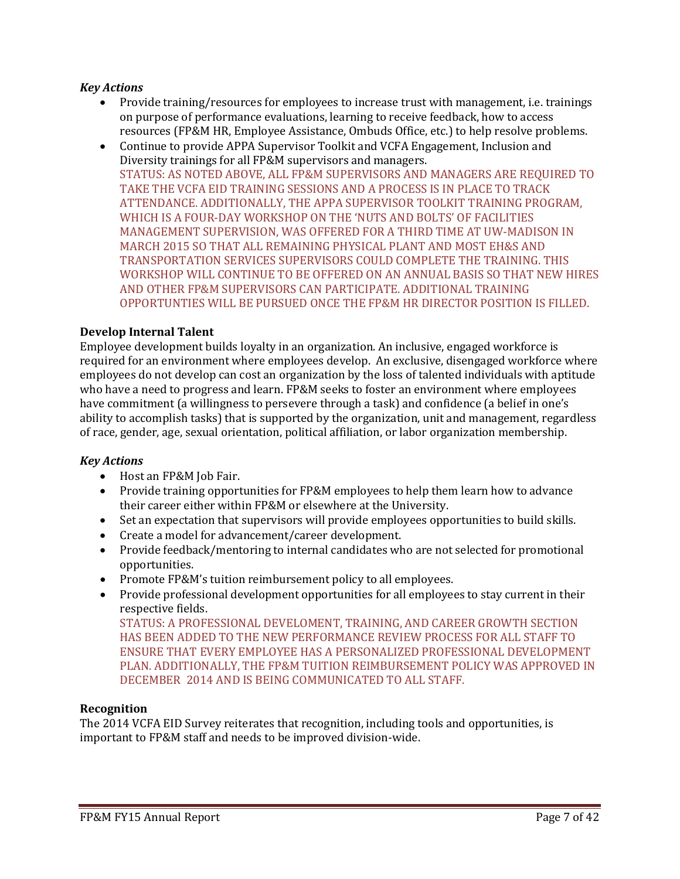### *Key Actions*

- Provide training/resources for employees to increase trust with management, i.e. trainings on purpose of performance evaluations, learning to receive feedback, how to access resources (FP&M HR, Employee Assistance, Ombuds Office, etc.) to help resolve problems.
- Continue to provide APPA Supervisor Toolkit and VCFA Engagement, Inclusion and Diversity trainings for all FP&M supervisors and managers.
  STATUS: AS NOTED ABOVE, ALL FP&M SUPERVISORS AND MANAGERS ARE REQUIRED TO TAKE THE VCFA EID TRAINING SESSIONS AND A PROCESS IS IN PLACE TO TRACK ATTENDANCE. ADDITIONALLY, THE APPA SUPERVISOR TOOLKIT TRAINING PROGRAM, WHICH IS A FOUR-DAY WORKSHOP ON THE 'NUTS AND BOLTS' OF FACILITIES MANAGEMENT SUPERVISION, WAS OFFERED FOR A THIRD TIME AT UW-MADISON IN MARCH 2015 SO THAT ALL REMAINING PHYSICAL PLANT AND MOST EH&S AND TRANSPORTATION SERVICES SUPERVISORS COULD COMPLETE THE TRAINING. THIS WORKSHOP WILL CONTINUE TO BE OFFERED ON AN ANNUAL BASIS SO THAT NEW HIRES AND OTHER FP&M SUPERVISORS CAN PARTICIPATE. ADDITIONAL TRAINING OPPORTUNTIES WILL BE PURSUED ONCE THE FP&M HR DIRECTOR POSITION IS FILLED.

## Develop Internal Talent

Employee development builds loyalty in an organization. An inclusive, engaged workforce is required for an environment where employees develop. An exclusive, disengaged workforce where employees do not develop can cost an organization by the loss of talented individuals with aptitude who have a need to progress and learn. FP&M seeks to foster an environment where employees have commitment (a willingness to persevere through a task) and confidence (a belief in one's ability to accomplish tasks) that is supported by the organization, unit and management, regardless of race, gender, age, sexual orientation, political affiliation, or labor organization membership.

### *Key Actions*

- Host an FP&M Job Fair.
- Provide training opportunities for FP&M employees to help them learn how to advance their career either within FP&M or elsewhere at the University.
- Set an expectation that supervisors will provide employees opportunities to build skills.
- Create a model for advancement/career development.
- Provide feedback/mentoring to internal candidates who are not selected for promotional opportunities.
- Promote FP&M's tuition reimbursement policy to all employees.
- Provide professional development opportunities for all employees to stay current in their respective fields.
  STATUS: A PROFESSIONAL DEVELOMENT, TRAINING, AND CAREER GROWTH SECTION HAS BEEN ADDED TO THE NEW PERFORMANCE REVIEW PROCESS FOR ALL STAFF TO ENSURE THAT EVERY EMPLOYEE HAS A PERSONALIZED PROFESSIONAL DEVELOPMENT PLAN. ADDITIONALLY, THE FP&M TUITION REIMBURSEMENT POLICY WAS APPROVED IN DECEMBER 2014 AND IS BEING COMMUNICATED TO ALL STAFF.

## Recognition

The 2014 VCFA EID Survey reiterates that recognition, including tools and opportunities, is important to FP&M staff and needs to be improved division-wide.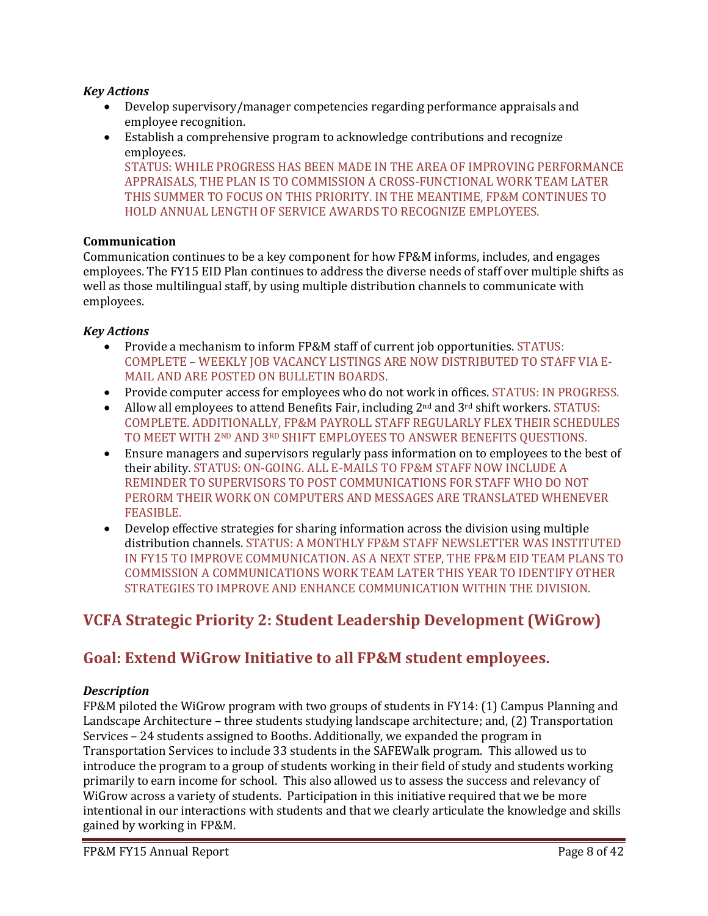***Key Actions***

- Develop supervisory/manager competencies regarding performance appraisals and employee recognition.
- Establish a comprehensive program to acknowledge contributions and recognize employees.
  STATUS: WHILE PROGRESS HAS BEEN MADE IN THE AREA OF IMPROVING PERFORMANCE APPRAISALS, THE PLAN IS TO COMMISSION A CROSS-FUNCTIONAL WORK TEAM LATER THIS SUMMER TO FOCUS ON THIS PRIORITY. IN THE MEANTIME, FP&M CONTINUES TO HOLD ANNUAL LENGTH OF SERVICE AWARDS TO RECOGNIZE EMPLOYEES.

**Communication**

Communication continues to be a key component for how FP&M informs, includes, and engages employees. The FY15 EID Plan continues to address the diverse needs of staff over multiple shifts as well as those multilingual staff, by using multiple distribution channels to communicate with employees.

***Key Actions***

- Provide a mechanism to inform FP&M staff of current job opportunities. STATUS: COMPLETE – WEEKLY JOB VACANCY LISTINGS ARE NOW DISTRIBUTED TO STAFF VIA E-MAIL AND ARE POSTED ON BULLETIN BOARDS.
- Provide computer access for employees who do not work in offices. STATUS: IN PROGRESS.
- Allow all employees to attend Benefits Fair, including 2nd and 3rd shift workers. STATUS: COMPLETE. ADDITIONALLY, FP&M PAYROLL STAFF REGULARLY FLEX THEIR SCHEDULES TO MEET WITH 2ND AND 3RD SHIFT EMPLOYEES TO ANSWER BENEFITS QUESTIONS.
- Ensure managers and supervisors regularly pass information on to employees to the best of their ability. STATUS: ON-GOING. ALL E-MAILS TO FP&M STAFF NOW INCLUDE A REMINDER TO SUPERVISORS TO POST COMMUNICATIONS FOR STAFF WHO DO NOT PERORM THEIR WORK ON COMPUTERS AND MESSAGES ARE TRANSLATED WHENEVER FEASIBLE.
- Develop effective strategies for sharing information across the division using multiple distribution channels. STATUS: A MONTHLY FP&M STAFF NEWSLETTER WAS INSTITUTED IN FY15 TO IMPROVE COMMUNICATION. AS A NEXT STEP, THE FP&M EID TEAM PLANS TO COMMISSION A COMMUNICATIONS WORK TEAM LATER THIS YEAR TO IDENTIFY OTHER STRATEGIES TO IMPROVE AND ENHANCE COMMUNICATION WITHIN THE DIVISION.

## VCFA Strategic Priority 2: Student Leadership Development (WiGrow)

## Goal: Extend WiGrow Initiative to all FP&M student employees.

***Description***

FP&M piloted the WiGrow program with two groups of students in FY14: (1) Campus Planning and Landscape Architecture – three students studying landscape architecture; and, (2) Transportation Services – 24 students assigned to Booths. Additionally, we expanded the program in Transportation Services to include 33 students in the SAFEWalk program. This allowed us to introduce the program to a group of students working in their field of study and students working primarily to earn income for school. This also allowed us to assess the success and relevancy of WiGrow across a variety of students. Participation in this initiative required that we be more intentional in our interactions with students and that we clearly articulate the knowledge and skills gained by working in FP&M.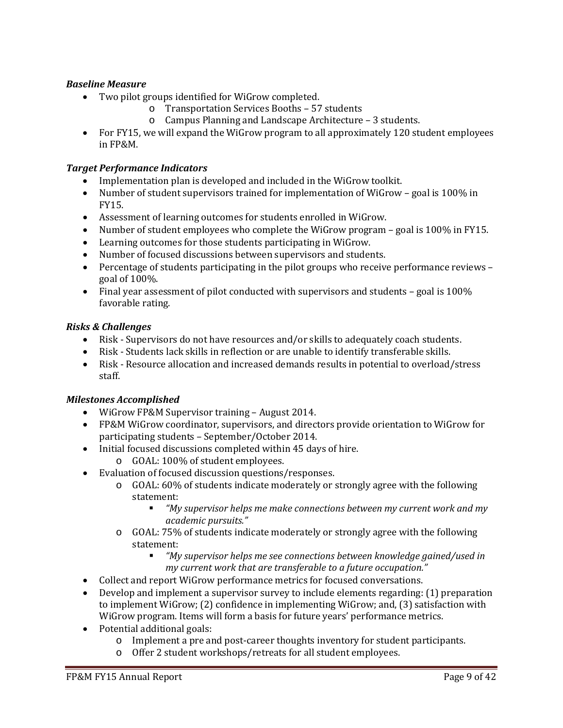***Baseline Measure***

- Two pilot groups identified for WiGrow completed.
    - Transportation Services Booths – 57 students
    - Campus Planning and Landscape Architecture – 3 students.
- For FY15, we will expand the WiGrow program to all approximately 120 student employees in FP&M.

***Target Performance Indicators***

- Implementation plan is developed and included in the WiGrow toolkit.
- Number of student supervisors trained for implementation of WiGrow – goal is 100% in FY15.
- Assessment of learning outcomes for students enrolled in WiGrow.
- Number of student employees who complete the WiGrow program – goal is 100% in FY15.
- Learning outcomes for those students participating in WiGrow.
- Number of focused discussions between supervisors and students.
- Percentage of students participating in the pilot groups who receive performance reviews – goal of 100%.
- Final year assessment of pilot conducted with supervisors and students – goal is 100% favorable rating.

***Risks & Challenges***

- Risk - Supervisors do not have resources and/or skills to adequately coach students.
- Risk - Students lack skills in reflection or are unable to identify transferable skills.
- Risk - Resource allocation and increased demands results in potential to overload/stress staff.

***Milestones Accomplished***

- WiGrow FP&M Supervisor training – August 2014.
- FP&M WiGrow coordinator, supervisors, and directors provide orientation to WiGrow for participating students – September/October 2014.
- Initial focused discussions completed within 45 days of hire.
    - GOAL: 100% of student employees.
- Evaluation of focused discussion questions/responses.
    - GOAL: 60% of students indicate moderately or strongly agree with the following statement:
        - *"My supervisor helps me make connections between my current work and my academic pursuits."*
    - GOAL: 75% of students indicate moderately or strongly agree with the following statement:
        - *"My supervisor helps me see connections between knowledge gained/used in my current work that are transferable to a future occupation."*
- Collect and report WiGrow performance metrics for focused conversations.
- Develop and implement a supervisor survey to include elements regarding: (1) preparation to implement WiGrow; (2) confidence in implementing WiGrow; and, (3) satisfaction with WiGrow program. Items will form a basis for future years' performance metrics.
- Potential additional goals:
    - Implement a pre and post-career thoughts inventory for student participants.
    - Offer 2 student workshops/retreats for all student employees.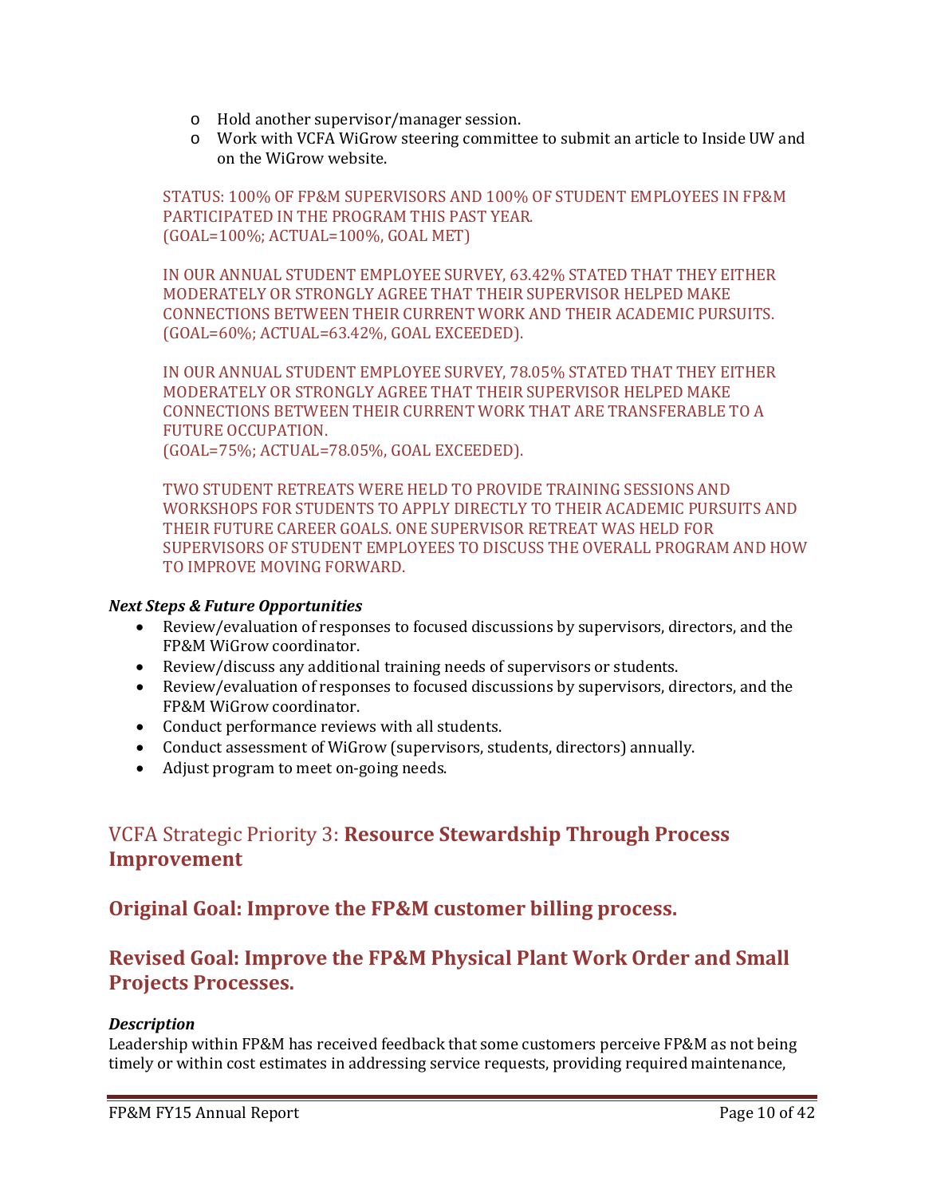- Hold another supervisor/manager session.
    - Work with VCFA WiGrow steering committee to submit an article to Inside UW and on the WiGrow website.

STATUS: 100% OF FP&M SUPERVISORS AND 100% OF STUDENT EMPLOYEES IN FP&M PARTICIPATED IN THE PROGRAM THIS PAST YEAR.
(GOAL=100%; ACTUAL=100%, GOAL MET)

IN OUR ANNUAL STUDENT EMPLOYEE SURVEY, 63.42% STATED THAT THEY EITHER MODERATELY OR STRONGLY AGREE THAT THEIR SUPERVISOR HELPED MAKE CONNECTIONS BETWEEN THEIR CURRENT WORK AND THEIR ACADEMIC PURSUITS. (GOAL=60%; ACTUAL=63.42%, GOAL EXCEEDED).

IN OUR ANNUAL STUDENT EMPLOYEE SURVEY, 78.05% STATED THAT THEY EITHER MODERATELY OR STRONGLY AGREE THAT THEIR SUPERVISOR HELPED MAKE CONNECTIONS BETWEEN THEIR CURRENT WORK THAT ARE TRANSFERABLE TO A FUTURE OCCUPATION.
(GOAL=75%; ACTUAL=78.05%, GOAL EXCEEDED).

TWO STUDENT RETREATS WERE HELD TO PROVIDE TRAINING SESSIONS AND WORKSHOPS FOR STUDENTS TO APPLY DIRECTLY TO THEIR ACADEMIC PURSUITS AND THEIR FUTURE CAREER GOALS. ONE SUPERVISOR RETREAT WAS HELD FOR SUPERVISORS OF STUDENT EMPLOYEES TO DISCUSS THE OVERALL PROGRAM AND HOW TO IMPROVE MOVING FORWARD.

***Next Steps & Future Opportunities***

- Review/evaluation of responses to focused discussions by supervisors, directors, and the FP&M WiGrow coordinator.
- Review/discuss any additional training needs of supervisors or students.
- Review/evaluation of responses to focused discussions by supervisors, directors, and the FP&M WiGrow coordinator.
- Conduct performance reviews with all students.
- Conduct assessment of WiGrow (supervisors, students, directors) annually.
- Adjust program to meet on-going needs.

## VCFA Strategic Priority 3: **Resource Stewardship Through Process Improvement**

## Original Goal: Improve the FP&M customer billing process.

## Revised Goal: Improve the FP&M Physical Plant Work Order and Small Projects Processes.

***Description***

Leadership within FP&M has received feedback that some customers perceive FP&M as not being timely or within cost estimates in addressing service requests, providing required maintenance,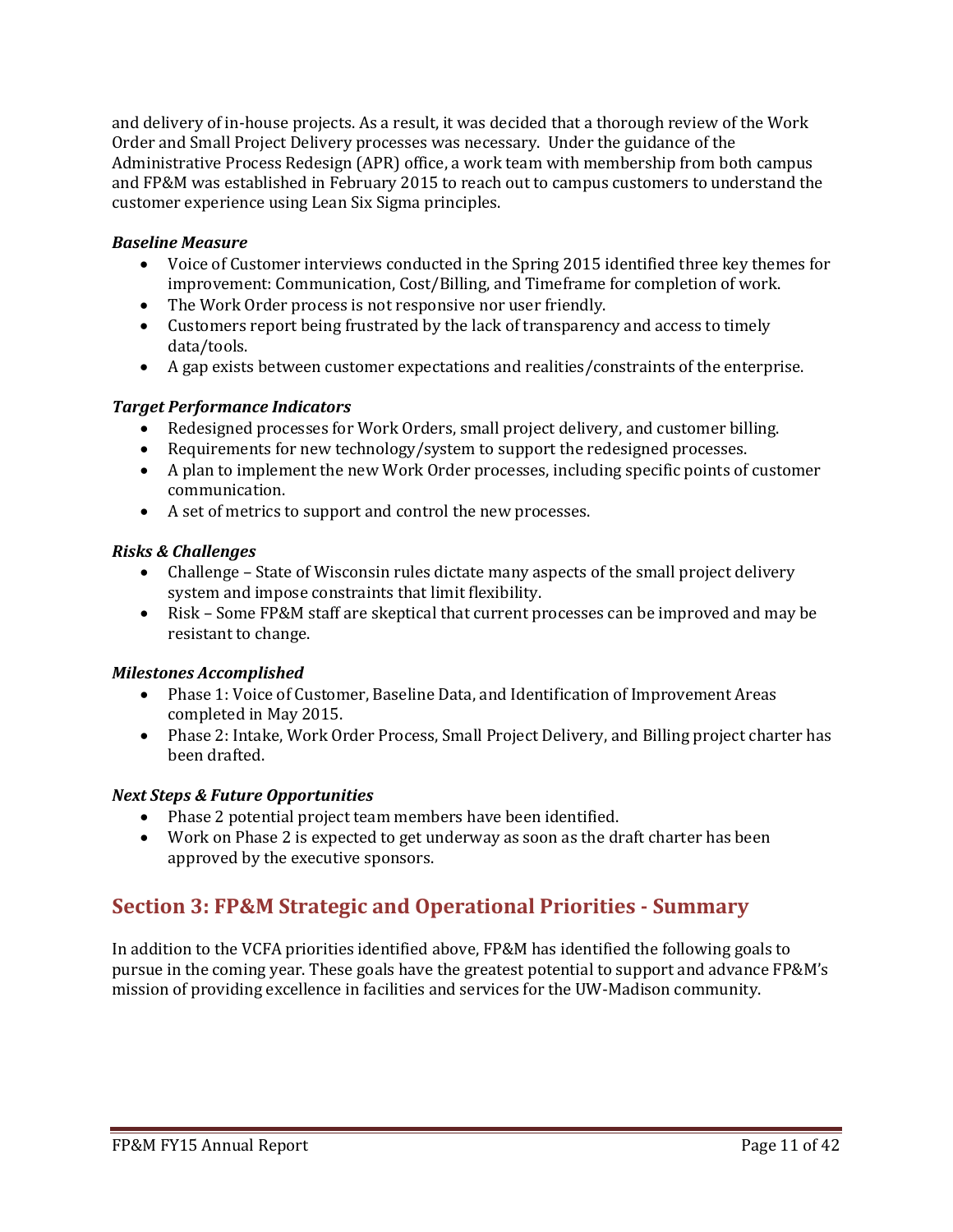and delivery of in-house projects. As a result, it was decided that a thorough review of the Work Order and Small Project Delivery processes was necessary. Under the guidance of the Administrative Process Redesign (APR) office, a work team with membership from both campus and FP&M was established in February 2015 to reach out to campus customers to understand the customer experience using Lean Six Sigma principles.

***Baseline Measure***

- Voice of Customer interviews conducted in the Spring 2015 identified three key themes for improvement: Communication, Cost/Billing, and Timeframe for completion of work.
- The Work Order process is not responsive nor user friendly.
- Customers report being frustrated by the lack of transparency and access to timely data/tools.
- A gap exists between customer expectations and realities/constraints of the enterprise.

***Target Performance Indicators***

- Redesigned processes for Work Orders, small project delivery, and customer billing.
- Requirements for new technology/system to support the redesigned processes.
- A plan to implement the new Work Order processes, including specific points of customer communication.
- A set of metrics to support and control the new processes.

***Risks & Challenges***

- Challenge – State of Wisconsin rules dictate many aspects of the small project delivery system and impose constraints that limit flexibility.
- Risk – Some FP&M staff are skeptical that current processes can be improved and may be resistant to change.

***Milestones Accomplished***

- Phase 1: Voice of Customer, Baseline Data, and Identification of Improvement Areas completed in May 2015.
- Phase 2: Intake, Work Order Process, Small Project Delivery, and Billing project charter has been drafted.

***Next Steps & Future Opportunities***

- Phase 2 potential project team members have been identified.
- Work on Phase 2 is expected to get underway as soon as the draft charter has been approved by the executive sponsors.

## Section 3: FP&M Strategic and Operational Priorities - Summary

In addition to the VCFA priorities identified above, FP&M has identified the following goals to pursue in the coming year. These goals have the greatest potential to support and advance FP&M's mission of providing excellence in facilities and services for the UW-Madison community.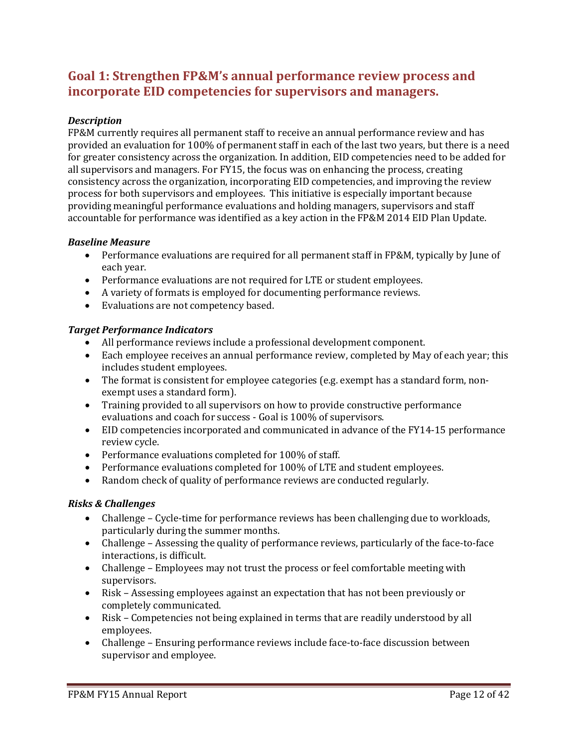## Goal 1: Strengthen FP&M's annual performance review process and incorporate EID competencies for supervisors and managers.

### *Description*

FP&M currently requires all permanent staff to receive an annual performance review and has provided an evaluation for 100% of permanent staff in each of the last two years, but there is a need for greater consistency across the organization. In addition, EID competencies need to be added for all supervisors and managers. For FY15, the focus was on enhancing the process, creating consistency across the organization, incorporating EID competencies, and improving the review process for both supervisors and employees. This initiative is especially important because providing meaningful performance evaluations and holding managers, supervisors and staff accountable for performance was identified as a key action in the FP&M 2014 EID Plan Update.

### *Baseline Measure*

- Performance evaluations are required for all permanent staff in FP&M, typically by June of each year.
- Performance evaluations are not required for LTE or student employees.
- A variety of formats is employed for documenting performance reviews.
- Evaluations are not competency based.

### *Target Performance Indicators*

- All performance reviews include a professional development component.
- Each employee receives an annual performance review, completed by May of each year; this includes student employees.
- The format is consistent for employee categories (e.g. exempt has a standard form, non-exempt uses a standard form).
- Training provided to all supervisors on how to provide constructive performance evaluations and coach for success - Goal is 100% of supervisors.
- EID competencies incorporated and communicated in advance of the FY14-15 performance review cycle.
- Performance evaluations completed for 100% of staff.
- Performance evaluations completed for 100% of LTE and student employees.
- Random check of quality of performance reviews are conducted regularly.

### *Risks & Challenges*

- Challenge – Cycle-time for performance reviews has been challenging due to workloads, particularly during the summer months.
- Challenge – Assessing the quality of performance reviews, particularly of the face-to-face interactions, is difficult.
- Challenge – Employees may not trust the process or feel comfortable meeting with supervisors.
- Risk – Assessing employees against an expectation that has not been previously or completely communicated.
- Risk – Competencies not being explained in terms that are readily understood by all employees.
- Challenge – Ensuring performance reviews include face-to-face discussion between supervisor and employee.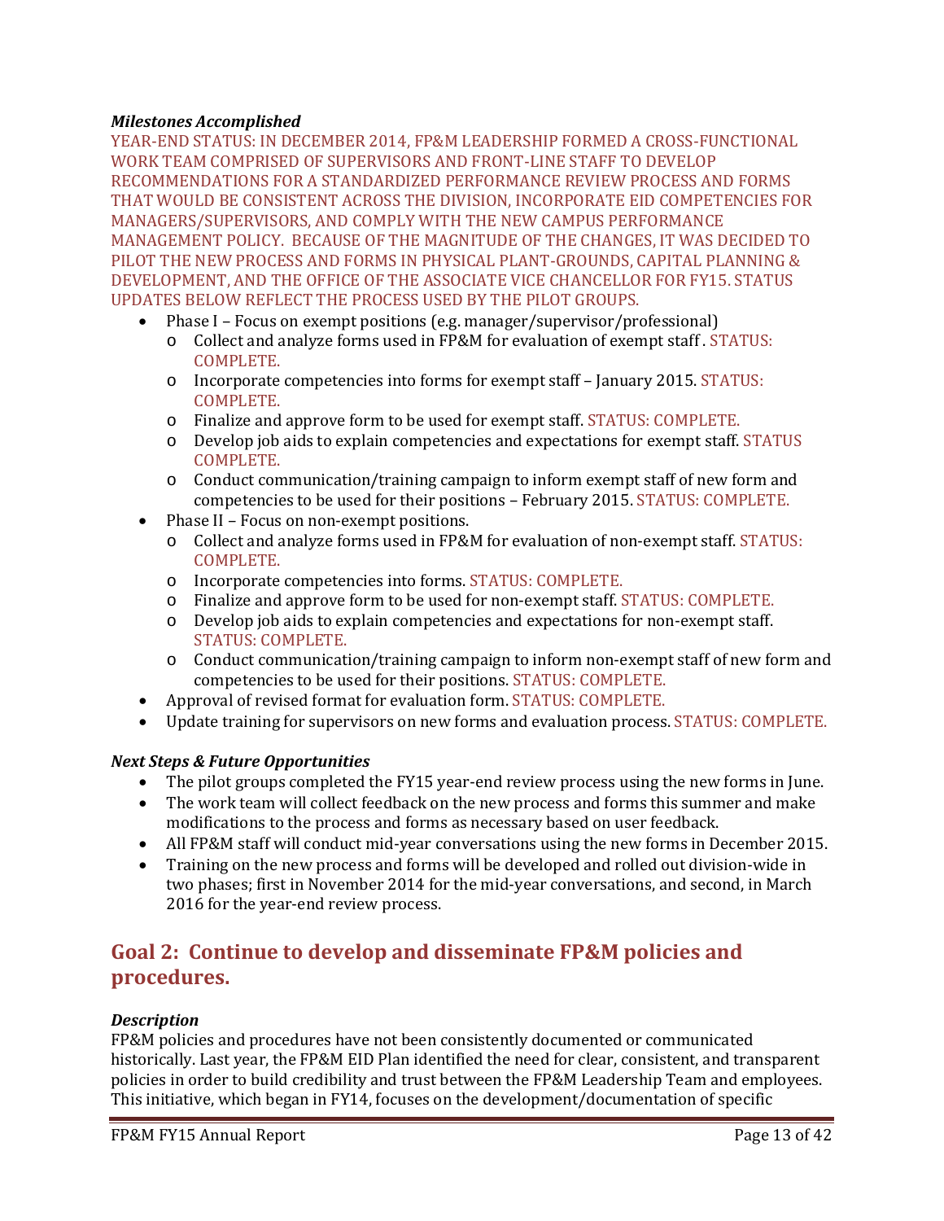#### *Milestones Accomplished*

YEAR-END STATUS: IN DECEMBER 2014, FP&M LEADERSHIP FORMED A CROSS-FUNCTIONAL WORK TEAM COMPRISED OF SUPERVISORS AND FRONT-LINE STAFF TO DEVELOP RECOMMENDATIONS FOR A STANDARDIZED PERFORMANCE REVIEW PROCESS AND FORMS THAT WOULD BE CONSISTENT ACROSS THE DIVISION, INCORPORATE EID COMPETENCIES FOR MANAGERS/SUPERVISORS, AND COMPLY WITH THE NEW CAMPUS PERFORMANCE MANAGEMENT POLICY. BECAUSE OF THE MAGNITUDE OF THE CHANGES, IT WAS DECIDED TO PILOT THE NEW PROCESS AND FORMS IN PHYSICAL PLANT-GROUNDS, CAPITAL PLANNING & DEVELOPMENT, AND THE OFFICE OF THE ASSOCIATE VICE CHANCELLOR FOR FY15. STATUS UPDATES BELOW REFLECT THE PROCESS USED BY THE PILOT GROUPS.

- Phase I – Focus on exempt positions (e.g. manager/supervisor/professional)
  - Collect and analyze forms used in FP&M for evaluation of exempt staff . STATUS: COMPLETE.
  - Incorporate competencies into forms for exempt staff – January 2015. STATUS: COMPLETE.
  - Finalize and approve form to be used for exempt staff. STATUS: COMPLETE.
  - Develop job aids to explain competencies and expectations for exempt staff. STATUS COMPLETE.
  - Conduct communication/training campaign to inform exempt staff of new form and competencies to be used for their positions – February 2015. STATUS: COMPLETE.
- Phase II – Focus on non-exempt positions.
  - Collect and analyze forms used in FP&M for evaluation of non-exempt staff. STATUS: COMPLETE.
  - Incorporate competencies into forms. STATUS: COMPLETE.
  - Finalize and approve form to be used for non-exempt staff. STATUS: COMPLETE.
  - Develop job aids to explain competencies and expectations for non-exempt staff. STATUS: COMPLETE.
  - Conduct communication/training campaign to inform non-exempt staff of new form and competencies to be used for their positions. STATUS: COMPLETE.
- Approval of revised format for evaluation form. STATUS: COMPLETE.
- Update training for supervisors on new forms and evaluation process. STATUS: COMPLETE.

#### *Next Steps & Future Opportunities*

- The pilot groups completed the FY15 year-end review process using the new forms in June.
- The work team will collect feedback on the new process and forms this summer and make modifications to the process and forms as necessary based on user feedback.
- All FP&M staff will conduct mid-year conversations using the new forms in December 2015.
- Training on the new process and forms will be developed and rolled out division-wide in two phases; first in November 2014 for the mid-year conversations, and second, in March 2016 for the year-end review process.

## Goal 2: Continue to develop and disseminate FP&M policies and procedures.

#### *Description*

FP&M policies and procedures have not been consistently documented or communicated historically. Last year, the FP&M EID Plan identified the need for clear, consistent, and transparent policies in order to build credibility and trust between the FP&M Leadership Team and employees. This initiative, which began in FY14, focuses on the development/documentation of specific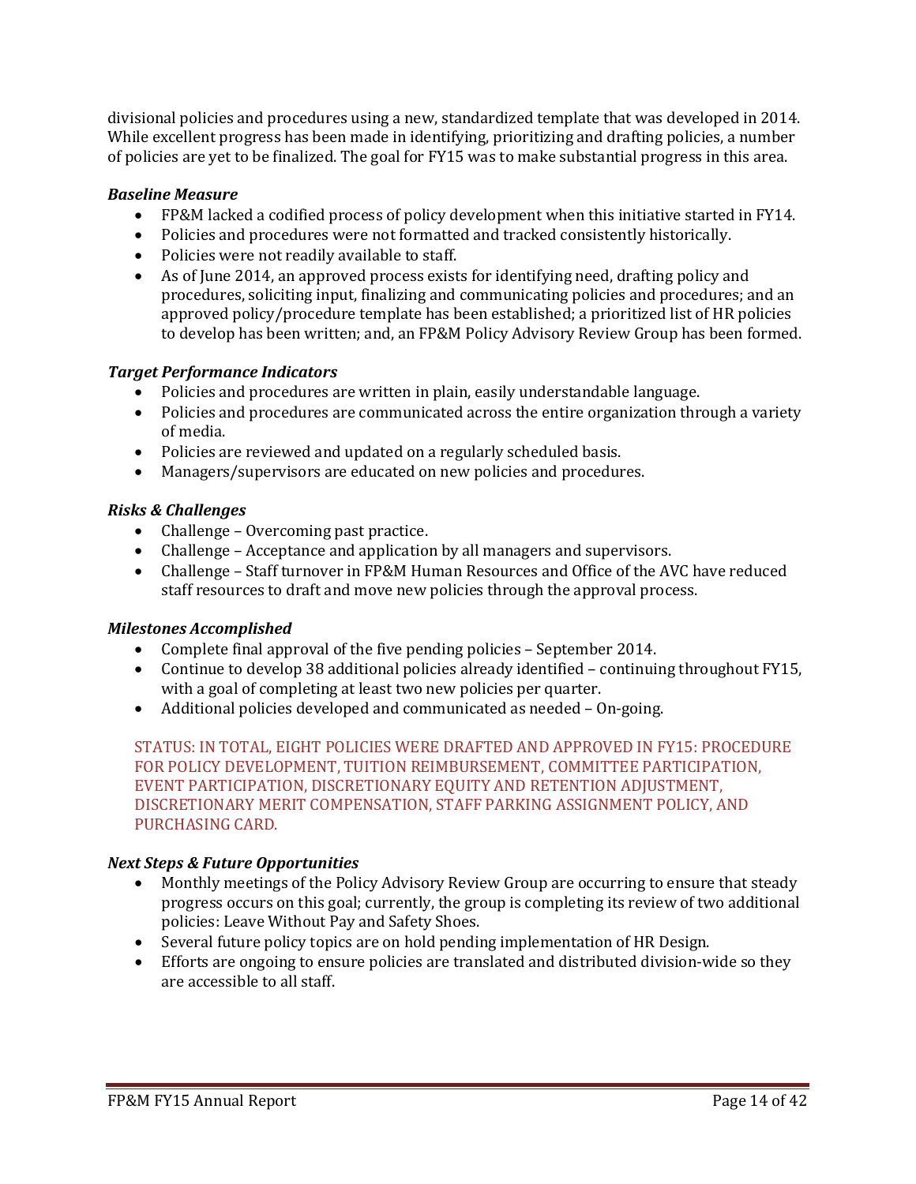divisional policies and procedures using a new, standardized template that was developed in 2014. While excellent progress has been made in identifying, prioritizing and drafting policies, a number of policies are yet to be finalized. The goal for FY15 was to make substantial progress in this area.

***Baseline Measure***

- FP&M lacked a codified process of policy development when this initiative started in FY14.
- Policies and procedures were not formatted and tracked consistently historically.
- Policies were not readily available to staff.
- As of June 2014, an approved process exists for identifying need, drafting policy and procedures, soliciting input, finalizing and communicating policies and procedures; and an approved policy/procedure template has been established; a prioritized list of HR policies to develop has been written; and, an FP&M Policy Advisory Review Group has been formed.

***Target Performance Indicators***

- Policies and procedures are written in plain, easily understandable language.
- Policies and procedures are communicated across the entire organization through a variety of media.
- Policies are reviewed and updated on a regularly scheduled basis.
- Managers/supervisors are educated on new policies and procedures.

***Risks & Challenges***

- Challenge – Overcoming past practice.
- Challenge – Acceptance and application by all managers and supervisors.
- Challenge – Staff turnover in FP&M Human Resources and Office of the AVC have reduced staff resources to draft and move new policies through the approval process.

***Milestones Accomplished***

- Complete final approval of the five pending policies – September 2014.
- Continue to develop 38 additional policies already identified – continuing throughout FY15, with a goal of completing at least two new policies per quarter.
- Additional policies developed and communicated as needed – On-going.

STATUS: IN TOTAL, EIGHT POLICIES WERE DRAFTED AND APPROVED IN FY15: PROCEDURE FOR POLICY DEVELOPMENT, TUITION REIMBURSEMENT, COMMITTEE PARTICIPATION, EVENT PARTICIPATION, DISCRETIONARY EQUITY AND RETENTION ADJUSTMENT, DISCRETIONARY MERIT COMPENSATION, STAFF PARKING ASSIGNMENT POLICY, AND PURCHASING CARD.

***Next Steps & Future Opportunities***

- Monthly meetings of the Policy Advisory Review Group are occurring to ensure that steady progress occurs on this goal; currently, the group is completing its review of two additional policies: Leave Without Pay and Safety Shoes.
- Several future policy topics are on hold pending implementation of HR Design.
- Efforts are ongoing to ensure policies are translated and distributed division-wide so they are accessible to all staff.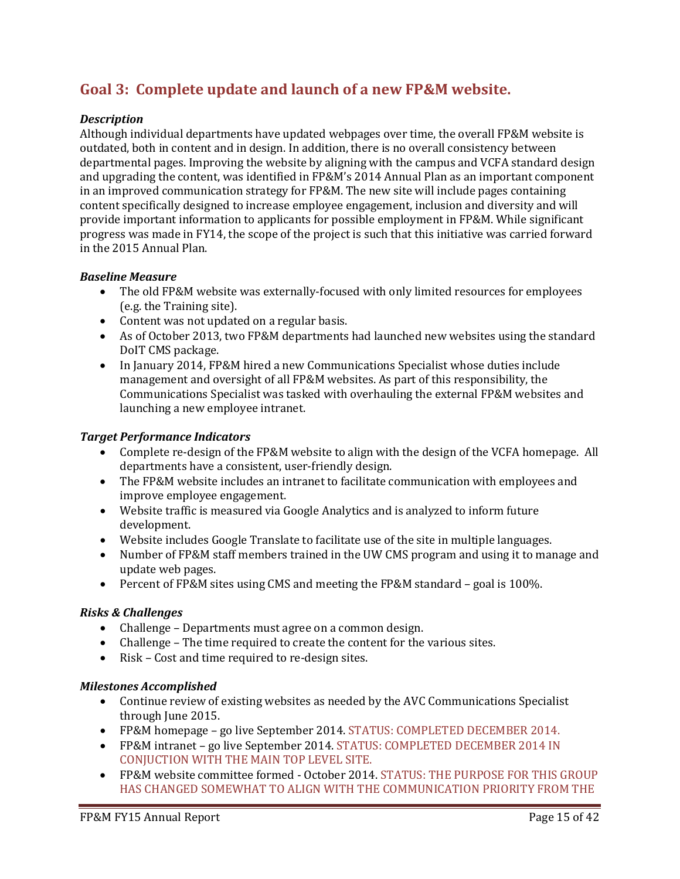## Goal 3: Complete update and launch of a new FP&M website.

***Description***

Although individual departments have updated webpages over time, the overall FP&M website is outdated, both in content and in design. In addition, there is no overall consistency between departmental pages. Improving the website by aligning with the campus and VCFA standard design and upgrading the content, was identified in FP&M's 2014 Annual Plan as an important component in an improved communication strategy for FP&M. The new site will include pages containing content specifically designed to increase employee engagement, inclusion and diversity and will provide important information to applicants for possible employment in FP&M. While significant progress was made in FY14, the scope of the project is such that this initiative was carried forward in the 2015 Annual Plan.

***Baseline Measure***

- The old FP&M website was externally-focused with only limited resources for employees (e.g. the Training site).
- Content was not updated on a regular basis.
- As of October 2013, two FP&M departments had launched new websites using the standard DoIT CMS package.
- In January 2014, FP&M hired a new Communications Specialist whose duties include management and oversight of all FP&M websites. As part of this responsibility, the Communications Specialist was tasked with overhauling the external FP&M websites and launching a new employee intranet.

***Target Performance Indicators***

- Complete re-design of the FP&M website to align with the design of the VCFA homepage. All departments have a consistent, user-friendly design.
- The FP&M website includes an intranet to facilitate communication with employees and improve employee engagement.
- Website traffic is measured via Google Analytics and is analyzed to inform future development.
- Website includes Google Translate to facilitate use of the site in multiple languages.
- Number of FP&M staff members trained in the UW CMS program and using it to manage and update web pages.
- Percent of FP&M sites using CMS and meeting the FP&M standard – goal is 100%.

***Risks & Challenges***

- Challenge – Departments must agree on a common design.
- Challenge – The time required to create the content for the various sites.
- Risk – Cost and time required to re-design sites.

***Milestones Accomplished***

- Continue review of existing websites as needed by the AVC Communications Specialist through June 2015.
- FP&M homepage – go live September 2014. STATUS: COMPLETED DECEMBER 2014.
- FP&M intranet – go live September 2014. STATUS: COMPLETED DECEMBER 2014 IN CONJUCTION WITH THE MAIN TOP LEVEL SITE.
- FP&M website committee formed - October 2014. STATUS: THE PURPOSE FOR THIS GROUP HAS CHANGED SOMEWHAT TO ALIGN WITH THE COMMUNICATION PRIORITY FROM THE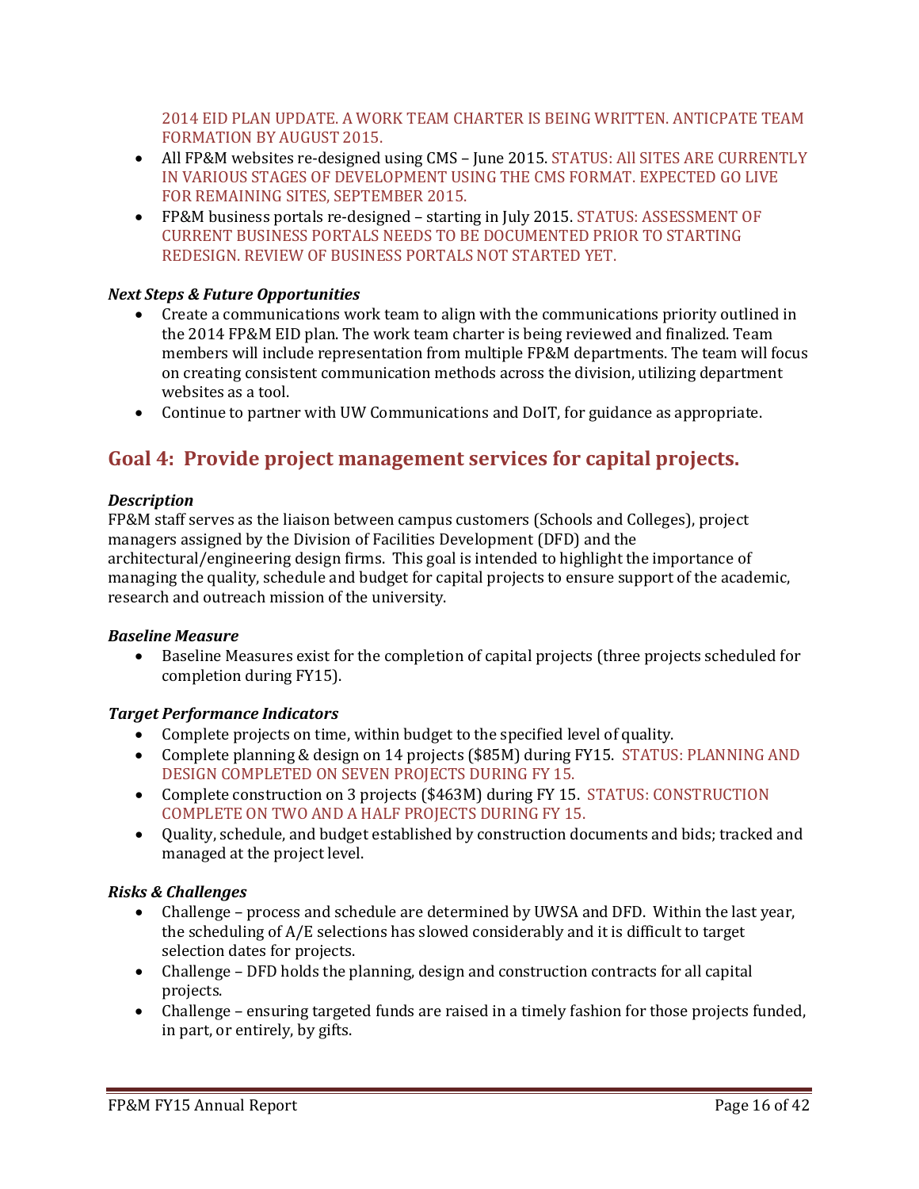2014 EID PLAN UPDATE. A WORK TEAM CHARTER IS BEING WRITTEN. ANTICPATE TEAM FORMATION BY AUGUST 2015.

- All FP&M websites re-designed using CMS – June 2015. STATUS: All SITES ARE CURRENTLY IN VARIOUS STAGES OF DEVELOPMENT USING THE CMS FORMAT. EXPECTED GO LIVE FOR REMAINING SITES, SEPTEMBER 2015.
- FP&M business portals re-designed – starting in July 2015. STATUS: ASSESSMENT OF CURRENT BUSINESS PORTALS NEEDS TO BE DOCUMENTED PRIOR TO STARTING REDESIGN. REVIEW OF BUSINESS PORTALS NOT STARTED YET.

***Next Steps & Future Opportunities***

- Create a communications work team to align with the communications priority outlined in the 2014 FP&M EID plan. The work team charter is being reviewed and finalized. Team members will include representation from multiple FP&M departments. The team will focus on creating consistent communication methods across the division, utilizing department websites as a tool.
- Continue to partner with UW Communications and DoIT, for guidance as appropriate.

## Goal 4: Provide project management services for capital projects.

***Description***

FP&M staff serves as the liaison between campus customers (Schools and Colleges), project managers assigned by the Division of Facilities Development (DFD) and the architectural/engineering design firms. This goal is intended to highlight the importance of managing the quality, schedule and budget for capital projects to ensure support of the academic, research and outreach mission of the university.

***Baseline Measure***

- Baseline Measures exist for the completion of capital projects (three projects scheduled for completion during FY15).

***Target Performance Indicators***

- Complete projects on time, within budget to the specified level of quality.
- Complete planning & design on 14 projects ($85M) during FY15. STATUS: PLANNING AND DESIGN COMPLETED ON SEVEN PROJECTS DURING FY 15.
- Complete construction on 3 projects ($463M) during FY 15. STATUS: CONSTRUCTION COMPLETE ON TWO AND A HALF PROJECTS DURING FY 15.
- Quality, schedule, and budget established by construction documents and bids; tracked and managed at the project level.

***Risks & Challenges***

- Challenge – process and schedule are determined by UWSA and DFD. Within the last year, the scheduling of A/E selections has slowed considerably and it is difficult to target selection dates for projects.
- Challenge – DFD holds the planning, design and construction contracts for all capital projects.
- Challenge – ensuring targeted funds are raised in a timely fashion for those projects funded, in part, or entirely, by gifts.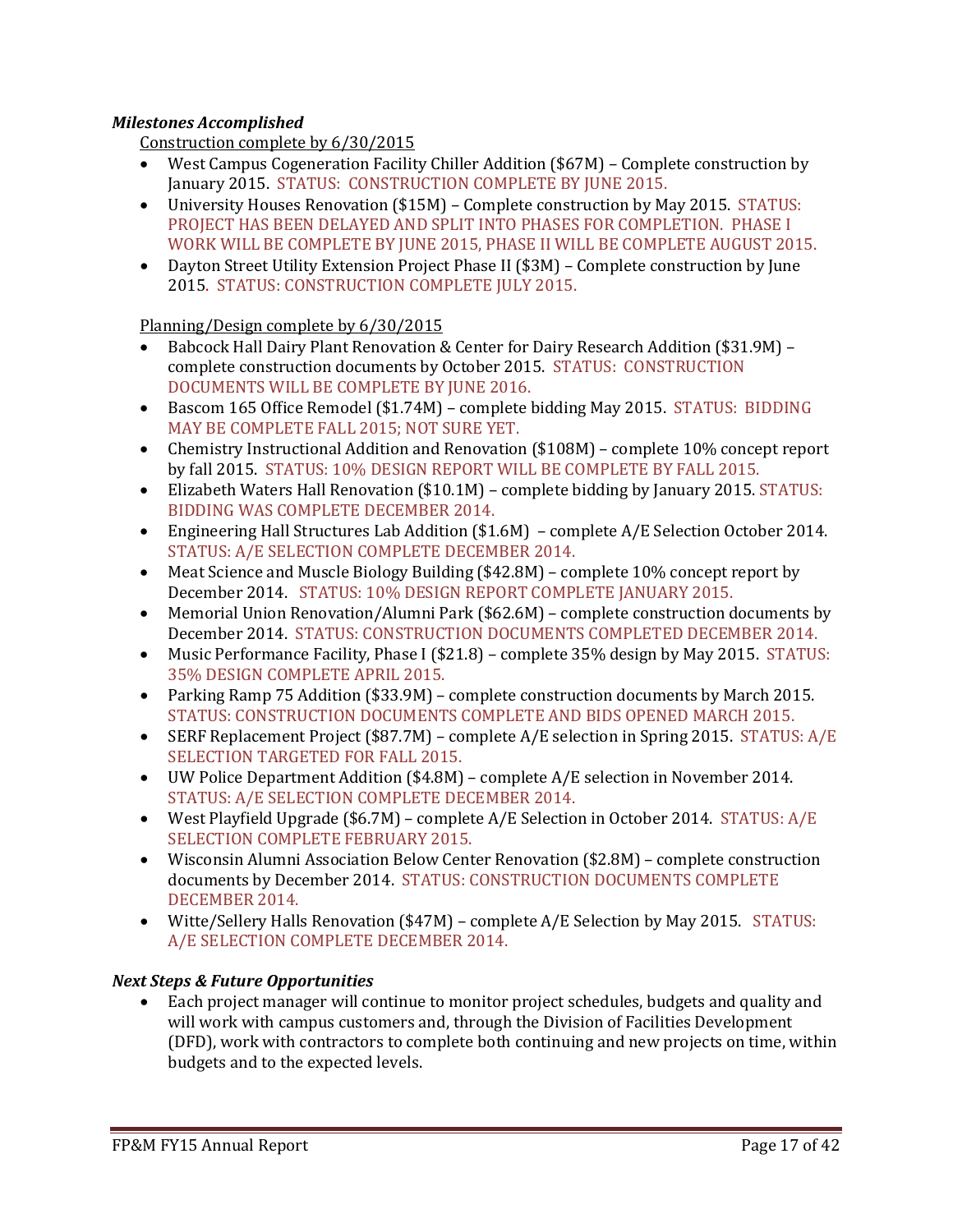***Milestones Accomplished***

Construction complete by 6/30/2015

- West Campus Cogeneration Facility Chiller Addition ($67M) – Complete construction by January 2015. STATUS: CONSTRUCTION COMPLETE BY JUNE 2015.
- University Houses Renovation ($15M) – Complete construction by May 2015. STATUS: PROJECT HAS BEEN DELAYED AND SPLIT INTO PHASES FOR COMPLETION. PHASE I WORK WILL BE COMPLETE BY JUNE 2015, PHASE II WILL BE COMPLETE AUGUST 2015.
- Dayton Street Utility Extension Project Phase II ($3M) – Complete construction by June 2015. STATUS: CONSTRUCTION COMPLETE JULY 2015.

Planning/Design complete by 6/30/2015

- Babcock Hall Dairy Plant Renovation & Center for Dairy Research Addition ($31.9M) – complete construction documents by October 2015. STATUS: CONSTRUCTION DOCUMENTS WILL BE COMPLETE BY JUNE 2016.
- Bascom 165 Office Remodel ($1.74M) – complete bidding May 2015. STATUS: BIDDING MAY BE COMPLETE FALL 2015; NOT SURE YET.
- Chemistry Instructional Addition and Renovation ($108M) – complete 10% concept report by fall 2015. STATUS: 10% DESIGN REPORT WILL BE COMPLETE BY FALL 2015.
- Elizabeth Waters Hall Renovation ($10.1M) – complete bidding by January 2015. STATUS: BIDDING WAS COMPLETE DECEMBER 2014.
- Engineering Hall Structures Lab Addition ($1.6M) – complete A/E Selection October 2014. STATUS: A/E SELECTION COMPLETE DECEMBER 2014.
- Meat Science and Muscle Biology Building ($42.8M) – complete 10% concept report by December 2014. STATUS: 10% DESIGN REPORT COMPLETE JANUARY 2015.
- Memorial Union Renovation/Alumni Park ($62.6M) – complete construction documents by December 2014. STATUS: CONSTRUCTION DOCUMENTS COMPLETED DECEMBER 2014.
- Music Performance Facility, Phase I ($21.8) – complete 35% design by May 2015. STATUS: 35% DESIGN COMPLETE APRIL 2015.
- Parking Ramp 75 Addition ($33.9M) – complete construction documents by March 2015. STATUS: CONSTRUCTION DOCUMENTS COMPLETE AND BIDS OPENED MARCH 2015.
- SERF Replacement Project ($87.7M) – complete A/E selection in Spring 2015. STATUS: A/E SELECTION TARGETED FOR FALL 2015.
- UW Police Department Addition ($4.8M) – complete A/E selection in November 2014. STATUS: A/E SELECTION COMPLETE DECEMBER 2014.
- West Playfield Upgrade ($6.7M) – complete A/E Selection in October 2014. STATUS: A/E SELECTION COMPLETE FEBRUARY 2015.
- Wisconsin Alumni Association Below Center Renovation ($2.8M) – complete construction documents by December 2014. STATUS: CONSTRUCTION DOCUMENTS COMPLETE DECEMBER 2014.
- Witte/Sellery Halls Renovation ($47M) – complete A/E Selection by May 2015. STATUS: A/E SELECTION COMPLETE DECEMBER 2014.

***Next Steps & Future Opportunities***

- Each project manager will continue to monitor project schedules, budgets and quality and will work with campus customers and, through the Division of Facilities Development (DFD), work with contractors to complete both continuing and new projects on time, within budgets and to the expected levels.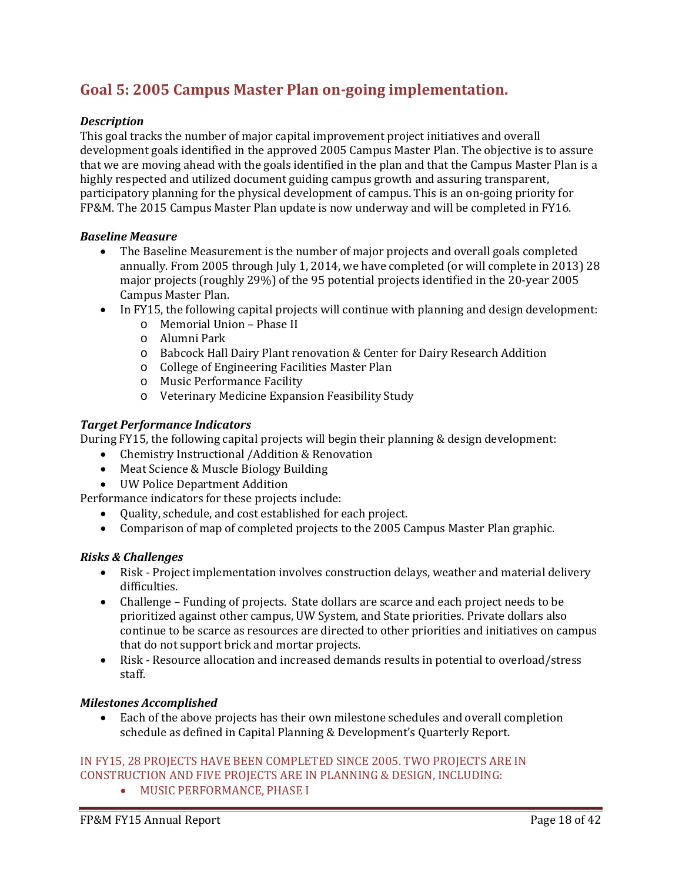## Goal 5: 2005 Campus Master Plan on-going implementation.

### *Description*

This goal tracks the number of major capital improvement project initiatives and overall development goals identified in the approved 2005 Campus Master Plan. The objective is to assure that we are moving ahead with the goals identified in the plan and that the Campus Master Plan is a highly respected and utilized document guiding campus growth and assuring transparent, participatory planning for the physical development of campus. This is an on-going priority for FP&M. The 2015 Campus Master Plan update is now underway and will be completed in FY16.

### *Baseline Measure*

- The Baseline Measurement is the number of major projects and overall goals completed annually. From 2005 through July 1, 2014, we have completed (or will complete in 2013) 28 major projects (roughly 29%) of the 95 potential projects identified in the 20-year 2005 Campus Master Plan.
- In FY15, the following capital projects will continue with planning and design development:
  - Memorial Union – Phase II
  - Alumni Park
  - Babcock Hall Dairy Plant renovation & Center for Dairy Research Addition
  - College of Engineering Facilities Master Plan
  - Music Performance Facility
  - Veterinary Medicine Expansion Feasibility Study

### *Target Performance Indicators*

During FY15, the following capital projects will begin their planning & design development:

- Chemistry Instructional /Addition & Renovation
- Meat Science & Muscle Biology Building
- UW Police Department Addition

Performance indicators for these projects include:

- Quality, schedule, and cost established for each project.
- Comparison of map of completed projects to the 2005 Campus Master Plan graphic.

### *Risks & Challenges*

- Risk - Project implementation involves construction delays, weather and material delivery difficulties.
- Challenge – Funding of projects. State dollars are scarce and each project needs to be prioritized against other campus, UW System, and State priorities. Private dollars also continue to be scarce as resources are directed to other priorities and initiatives on campus that do not support brick and mortar projects.
- Risk - Resource allocation and increased demands results in potential to overload/stress staff.

### *Milestones Accomplished*

- Each of the above projects has their own milestone schedules and overall completion schedule as defined in Capital Planning & Development's Quarterly Report.

IN FY15, 28 PROJECTS HAVE BEEN COMPLETED SINCE 2005. TWO PROJECTS ARE IN CONSTRUCTION AND FIVE PROJECTS ARE IN PLANNING & DESIGN, INCLUDING:

- MUSIC PERFORMANCE, PHASE I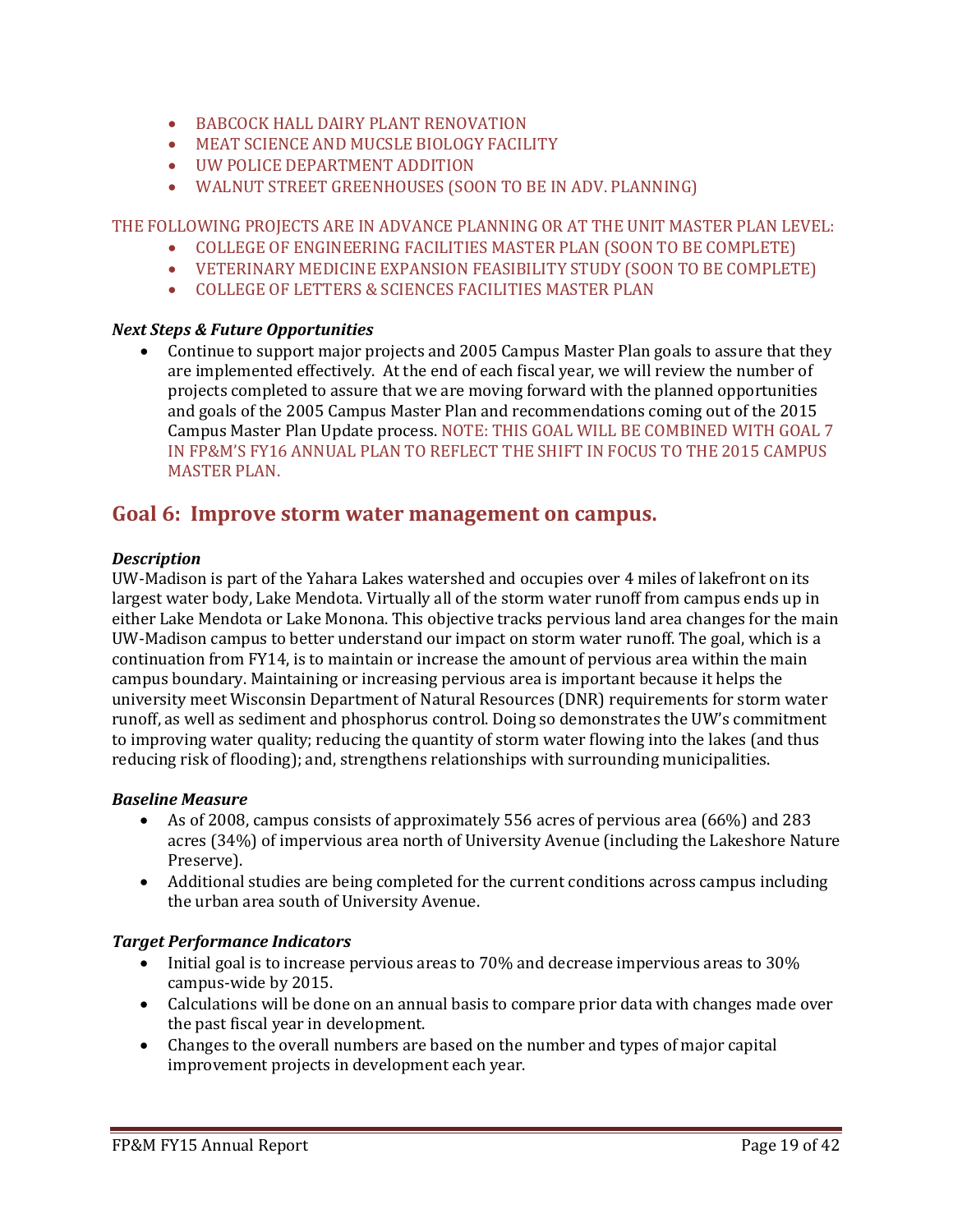- BABCOCK HALL DAIRY PLANT RENOVATION
- MEAT SCIENCE AND MUCSLE BIOLOGY FACILITY
- UW POLICE DEPARTMENT ADDITION
- WALNUT STREET GREENHOUSES (SOON TO BE IN ADV. PLANNING)

THE FOLLOWING PROJECTS ARE IN ADVANCE PLANNING OR AT THE UNIT MASTER PLAN LEVEL:

- COLLEGE OF ENGINEERING FACILITIES MASTER PLAN (SOON TO BE COMPLETE)
- VETERINARY MEDICINE EXPANSION FEASIBILITY STUDY (SOON TO BE COMPLETE)
- COLLEGE OF LETTERS & SCIENCES FACILITIES MASTER PLAN

***Next Steps & Future Opportunities***

- Continue to support major projects and 2005 Campus Master Plan goals to assure that they are implemented effectively. At the end of each fiscal year, we will review the number of projects completed to assure that we are moving forward with the planned opportunities and goals of the 2005 Campus Master Plan and recommendations coming out of the 2015 Campus Master Plan Update process. NOTE: THIS GOAL WILL BE COMBINED WITH GOAL 7 IN FP&M'S FY16 ANNUAL PLAN TO REFLECT THE SHIFT IN FOCUS TO THE 2015 CAMPUS MASTER PLAN.

## Goal 6: Improve storm water management on campus.

***Description***

UW-Madison is part of the Yahara Lakes watershed and occupies over 4 miles of lakefront on its largest water body, Lake Mendota. Virtually all of the storm water runoff from campus ends up in either Lake Mendota or Lake Monona. This objective tracks pervious land area changes for the main UW-Madison campus to better understand our impact on storm water runoff. The goal, which is a continuation from FY14, is to maintain or increase the amount of pervious area within the main campus boundary. Maintaining or increasing pervious area is important because it helps the university meet Wisconsin Department of Natural Resources (DNR) requirements for storm water runoff, as well as sediment and phosphorus control. Doing so demonstrates the UW's commitment to improving water quality; reducing the quantity of storm water flowing into the lakes (and thus reducing risk of flooding); and, strengthens relationships with surrounding municipalities.

***Baseline Measure***

- As of 2008, campus consists of approximately 556 acres of pervious area (66%) and 283 acres (34%) of impervious area north of University Avenue (including the Lakeshore Nature Preserve).
- Additional studies are being completed for the current conditions across campus including the urban area south of University Avenue.

***Target Performance Indicators***

- Initial goal is to increase pervious areas to 70% and decrease impervious areas to 30% campus-wide by 2015.
- Calculations will be done on an annual basis to compare prior data with changes made over the past fiscal year in development.
- Changes to the overall numbers are based on the number and types of major capital improvement projects in development each year.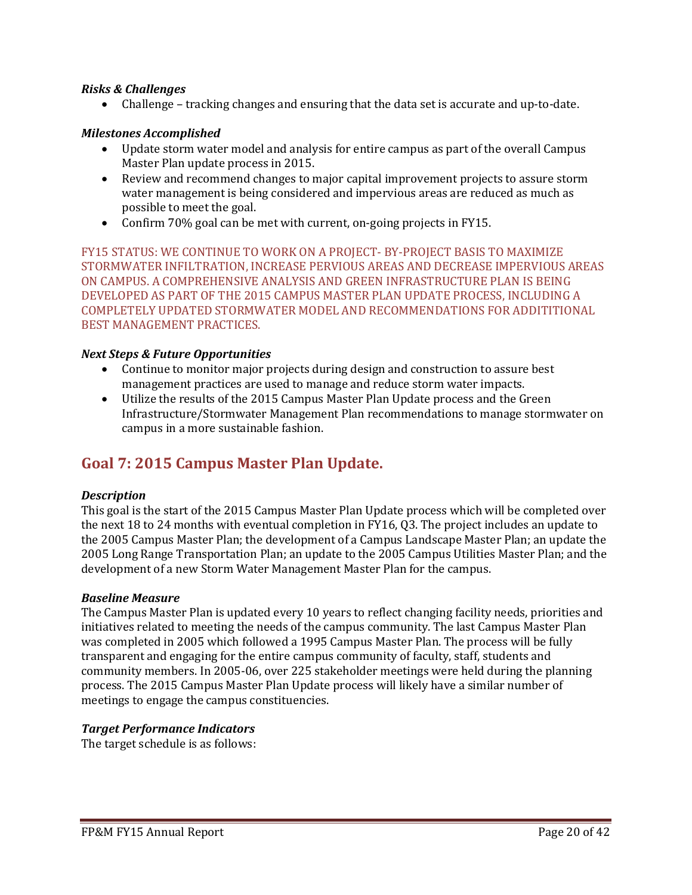***Risks & Challenges***

- Challenge – tracking changes and ensuring that the data set is accurate and up-to-date.

***Milestones Accomplished***

- Update storm water model and analysis for entire campus as part of the overall Campus Master Plan update process in 2015.
- Review and recommend changes to major capital improvement projects to assure storm water management is being considered and impervious areas are reduced as much as possible to meet the goal.
- Confirm 70% goal can be met with current, on-going projects in FY15.

FY15 STATUS: WE CONTINUE TO WORK ON A PROJECT- BY-PROJECT BASIS TO MAXIMIZE STORMWATER INFILTRATION, INCREASE PERVIOUS AREAS AND DECREASE IMPERVIOUS AREAS ON CAMPUS. A COMPREHENSIVE ANALYSIS AND GREEN INFRASTRUCTURE PLAN IS BEING DEVELOPED AS PART OF THE 2015 CAMPUS MASTER PLAN UPDATE PROCESS, INCLUDING A COMPLETELY UPDATED STORMWATER MODEL AND RECOMMENDATIONS FOR ADDITITIONAL BEST MANAGEMENT PRACTICES.

***Next Steps & Future Opportunities***

- Continue to monitor major projects during design and construction to assure best management practices are used to manage and reduce storm water impacts.
- Utilize the results of the 2015 Campus Master Plan Update process and the Green Infrastructure/Stormwater Management Plan recommendations to manage stormwater on campus in a more sustainable fashion.

## Goal 7: 2015 Campus Master Plan Update.

***Description***

This goal is the start of the 2015 Campus Master Plan Update process which will be completed over the next 18 to 24 months with eventual completion in FY16, Q3. The project includes an update to the 2005 Campus Master Plan; the development of a Campus Landscape Master Plan; an update the 2005 Long Range Transportation Plan; an update to the 2005 Campus Utilities Master Plan; and the development of a new Storm Water Management Master Plan for the campus.

***Baseline Measure***

The Campus Master Plan is updated every 10 years to reflect changing facility needs, priorities and initiatives related to meeting the needs of the campus community. The last Campus Master Plan was completed in 2005 which followed a 1995 Campus Master Plan. The process will be fully transparent and engaging for the entire campus community of faculty, staff, students and community members. In 2005-06, over 225 stakeholder meetings were held during the planning process. The 2015 Campus Master Plan Update process will likely have a similar number of meetings to engage the campus constituencies.

***Target Performance Indicators***

The target schedule is as follows: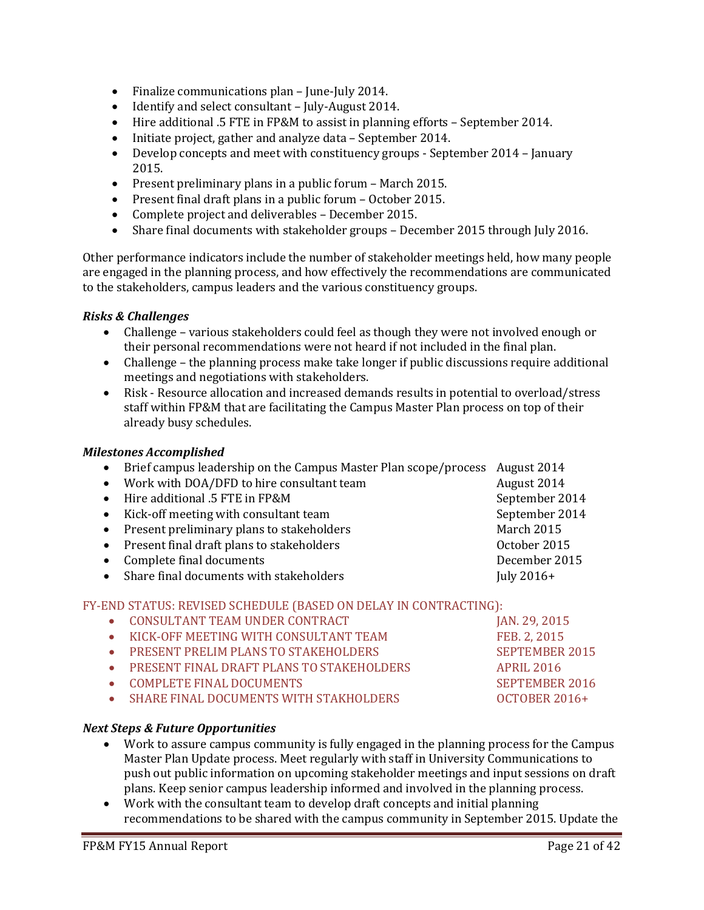- Finalize communications plan – June-July 2014.
- Identify and select consultant – July-August 2014.
- Hire additional .5 FTE in FP&M to assist in planning efforts – September 2014.
- Initiate project, gather and analyze data – September 2014.
- Develop concepts and meet with constituency groups - September 2014 – January 2015.
- Present preliminary plans in a public forum – March 2015.
- Present final draft plans in a public forum – October 2015.
- Complete project and deliverables – December 2015.
- Share final documents with stakeholder groups – December 2015 through July 2016.

Other performance indicators include the number of stakeholder meetings held, how many people are engaged in the planning process, and how effectively the recommendations are communicated to the stakeholders, campus leaders and the various constituency groups.

***Risks & Challenges***

- Challenge – various stakeholders could feel as though they were not involved enough or their personal recommendations were not heard if not included in the final plan.
- Challenge – the planning process make take longer if public discussions require additional meetings and negotiations with stakeholders.
- Risk - Resource allocation and increased demands results in potential to overload/stress staff within FP&M that are facilitating the Campus Master Plan process on top of their already busy schedules.

***Milestones Accomplished***

- Brief campus leadership on the Campus Master Plan scope/process — August 2014
- Work with DOA/DFD to hire consultant team — August 2014
- Hire additional .5 FTE in FP&M — September 2014
- Kick-off meeting with consultant team — September 2014
- Present preliminary plans to stakeholders — March 2015
- Present final draft plans to stakeholders — October 2015
- Complete final documents — December 2015
- Share final documents with stakeholders — July 2016+

FY-END STATUS: REVISED SCHEDULE (BASED ON DELAY IN CONTRACTING):

- CONSULTANT TEAM UNDER CONTRACT — JAN. 29, 2015
- KICK-OFF MEETING WITH CONSULTANT TEAM — FEB. 2, 2015
- PRESENT PRELIM PLANS TO STAKEHOLDERS — SEPTEMBER 2015
- PRESENT FINAL DRAFT PLANS TO STAKEHOLDERS — APRIL 2016
- COMPLETE FINAL DOCUMENTS — SEPTEMBER 2016
- SHARE FINAL DOCUMENTS WITH STAKHOLDERS — OCTOBER 2016+

***Next Steps & Future Opportunities***

- Work to assure campus community is fully engaged in the planning process for the Campus Master Plan Update process. Meet regularly with staff in University Communications to push out public information on upcoming stakeholder meetings and input sessions on draft plans. Keep senior campus leadership informed and involved in the planning process.
- Work with the consultant team to develop draft concepts and initial planning recommendations to be shared with the campus community in September 2015. Update the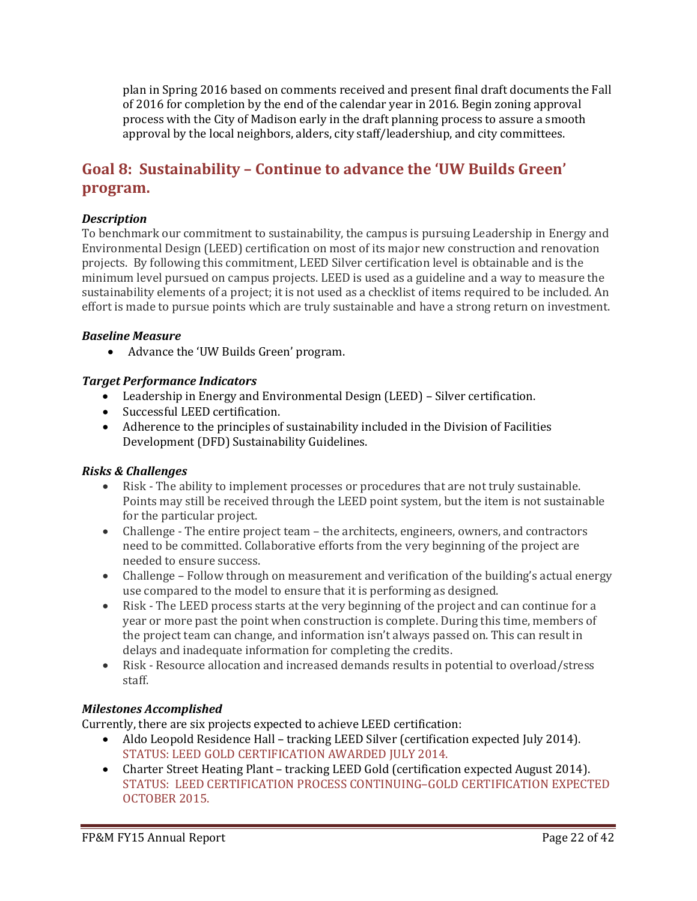plan in Spring 2016 based on comments received and present final draft documents the Fall of 2016 for completion by the end of the calendar year in 2016. Begin zoning approval process with the City of Madison early in the draft planning process to assure a smooth approval by the local neighbors, alders, city staff/leadershiup, and city committees.

## Goal 8: Sustainability – Continue to advance the 'UW Builds Green' program.

***Description***

To benchmark our commitment to sustainability, the campus is pursuing Leadership in Energy and Environmental Design (LEED) certification on most of its major new construction and renovation projects. By following this commitment, LEED Silver certification level is obtainable and is the minimum level pursued on campus projects. LEED is used as a guideline and a way to measure the sustainability elements of a project; it is not used as a checklist of items required to be included. An effort is made to pursue points which are truly sustainable and have a strong return on investment.

***Baseline Measure***

- Advance the 'UW Builds Green' program.

***Target Performance Indicators***

- Leadership in Energy and Environmental Design (LEED) – Silver certification.
- Successful LEED certification.
- Adherence to the principles of sustainability included in the Division of Facilities Development (DFD) Sustainability Guidelines.

***Risks & Challenges***

- Risk - The ability to implement processes or procedures that are not truly sustainable. Points may still be received through the LEED point system, but the item is not sustainable for the particular project.
- Challenge - The entire project team – the architects, engineers, owners, and contractors need to be committed. Collaborative efforts from the very beginning of the project are needed to ensure success.
- Challenge – Follow through on measurement and verification of the building's actual energy use compared to the model to ensure that it is performing as designed.
- Risk - The LEED process starts at the very beginning of the project and can continue for a year or more past the point when construction is complete. During this time, members of the project team can change, and information isn't always passed on. This can result in delays and inadequate information for completing the credits.
- Risk - Resource allocation and increased demands results in potential to overload/stress staff.

***Milestones Accomplished***

Currently, there are six projects expected to achieve LEED certification:

- Aldo Leopold Residence Hall – tracking LEED Silver (certification expected July 2014). STATUS: LEED GOLD CERTIFICATION AWARDED JULY 2014.
- Charter Street Heating Plant – tracking LEED Gold (certification expected August 2014). STATUS: LEED CERTIFICATION PROCESS CONTINUING–GOLD CERTIFICATION EXPECTED OCTOBER 2015.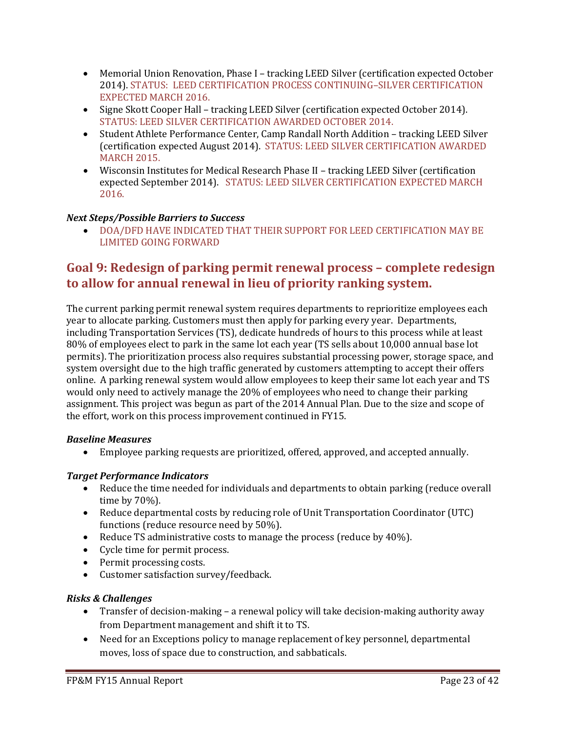- Memorial Union Renovation, Phase I – tracking LEED Silver (certification expected October 2014). STATUS: LEED CERTIFICATION PROCESS CONTINUING–SILVER CERTIFICATION EXPECTED MARCH 2016.
- Signe Skott Cooper Hall – tracking LEED Silver (certification expected October 2014). STATUS: LEED SILVER CERTIFICATION AWARDED OCTOBER 2014.
- Student Athlete Performance Center, Camp Randall North Addition – tracking LEED Silver (certification expected August 2014). STATUS: LEED SILVER CERTIFICATION AWARDED MARCH 2015.
- Wisconsin Institutes for Medical Research Phase II – tracking LEED Silver (certification expected September 2014). STATUS: LEED SILVER CERTIFICATION EXPECTED MARCH 2016.

***Next Steps/Possible Barriers to Success***

- DOA/DFD HAVE INDICATED THAT THEIR SUPPORT FOR LEED CERTIFICATION MAY BE LIMITED GOING FORWARD

## Goal 9: Redesign of parking permit renewal process – complete redesign to allow for annual renewal in lieu of priority ranking system.

The current parking permit renewal system requires departments to reprioritize employees each year to allocate parking. Customers must then apply for parking every year. Departments, including Transportation Services (TS), dedicate hundreds of hours to this process while at least 80% of employees elect to park in the same lot each year (TS sells about 10,000 annual base lot permits). The prioritization process also requires substantial processing power, storage space, and system oversight due to the high traffic generated by customers attempting to accept their offers online. A parking renewal system would allow employees to keep their same lot each year and TS would only need to actively manage the 20% of employees who need to change their parking assignment. This project was begun as part of the 2014 Annual Plan. Due to the size and scope of the effort, work on this process improvement continued in FY15.

***Baseline Measures***

- Employee parking requests are prioritized, offered, approved, and accepted annually.

***Target Performance Indicators***

- Reduce the time needed for individuals and departments to obtain parking (reduce overall time by 70%).
- Reduce departmental costs by reducing role of Unit Transportation Coordinator (UTC) functions (reduce resource need by 50%).
- Reduce TS administrative costs to manage the process (reduce by 40%).
- Cycle time for permit process.
- Permit processing costs.
- Customer satisfaction survey/feedback.

***Risks & Challenges***

- Transfer of decision-making – a renewal policy will take decision-making authority away from Department management and shift it to TS.
- Need for an Exceptions policy to manage replacement of key personnel, departmental moves, loss of space due to construction, and sabbaticals.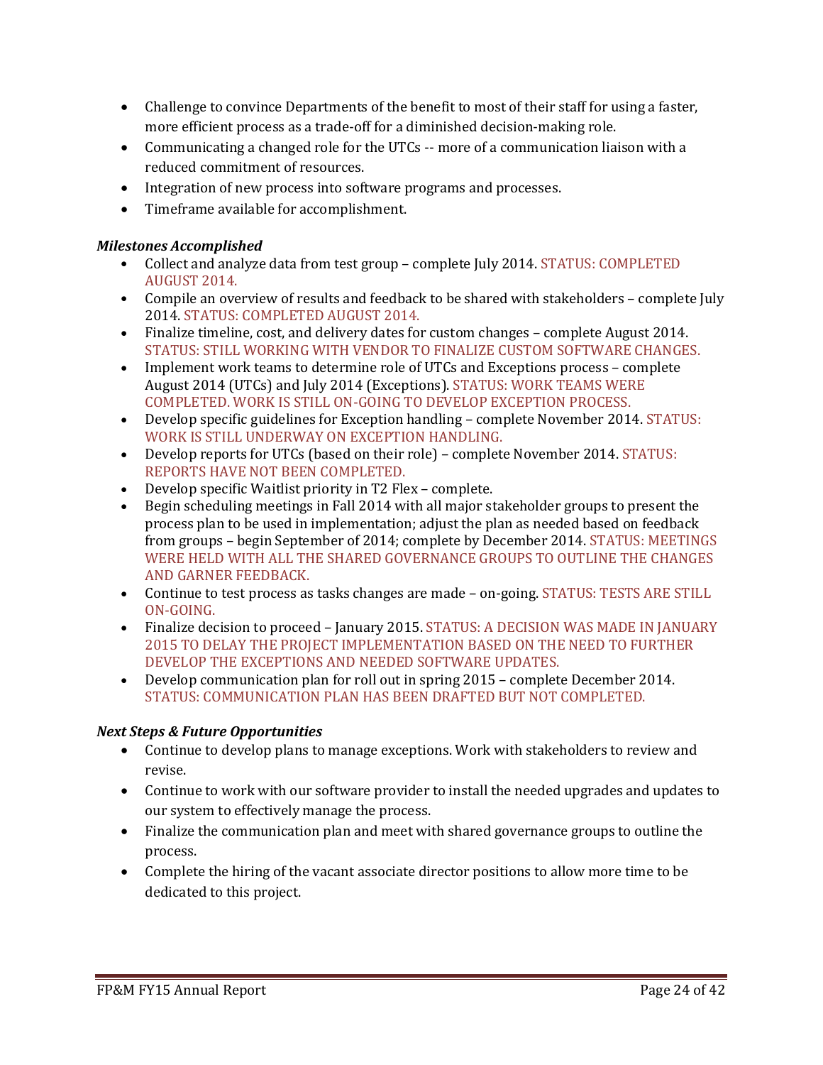- Challenge to convince Departments of the benefit to most of their staff for using a faster, more efficient process as a trade-off for a diminished decision-making role.
- Communicating a changed role for the UTCs -- more of a communication liaison with a reduced commitment of resources.
- Integration of new process into software programs and processes.
- Timeframe available for accomplishment.

***Milestones Accomplished***

- Collect and analyze data from test group – complete July 2014. STATUS: COMPLETED AUGUST 2014.
- Compile an overview of results and feedback to be shared with stakeholders – complete July 2014. STATUS: COMPLETED AUGUST 2014.
- Finalize timeline, cost, and delivery dates for custom changes – complete August 2014. STATUS: STILL WORKING WITH VENDOR TO FINALIZE CUSTOM SOFTWARE CHANGES.
- Implement work teams to determine role of UTCs and Exceptions process – complete August 2014 (UTCs) and July 2014 (Exceptions). STATUS: WORK TEAMS WERE COMPLETED. WORK IS STILL ON-GOING TO DEVELOP EXCEPTION PROCESS.
- Develop specific guidelines for Exception handling – complete November 2014. STATUS: WORK IS STILL UNDERWAY ON EXCEPTION HANDLING.
- Develop reports for UTCs (based on their role) – complete November 2014. STATUS: REPORTS HAVE NOT BEEN COMPLETED.
- Develop specific Waitlist priority in T2 Flex – complete.
- Begin scheduling meetings in Fall 2014 with all major stakeholder groups to present the process plan to be used in implementation; adjust the plan as needed based on feedback from groups – begin September of 2014; complete by December 2014. STATUS: MEETINGS WERE HELD WITH ALL THE SHARED GOVERNANCE GROUPS TO OUTLINE THE CHANGES AND GARNER FEEDBACK.
- Continue to test process as tasks changes are made – on-going. STATUS: TESTS ARE STILL ON-GOING.
- Finalize decision to proceed – January 2015. STATUS: A DECISION WAS MADE IN JANUARY 2015 TO DELAY THE PROJECT IMPLEMENTATION BASED ON THE NEED TO FURTHER DEVELOP THE EXCEPTIONS AND NEEDED SOFTWARE UPDATES.
- Develop communication plan for roll out in spring 2015 – complete December 2014. STATUS: COMMUNICATION PLAN HAS BEEN DRAFTED BUT NOT COMPLETED.

***Next Steps & Future Opportunities***

- Continue to develop plans to manage exceptions. Work with stakeholders to review and revise.
- Continue to work with our software provider to install the needed upgrades and updates to our system to effectively manage the process.
- Finalize the communication plan and meet with shared governance groups to outline the process.
- Complete the hiring of the vacant associate director positions to allow more time to be dedicated to this project.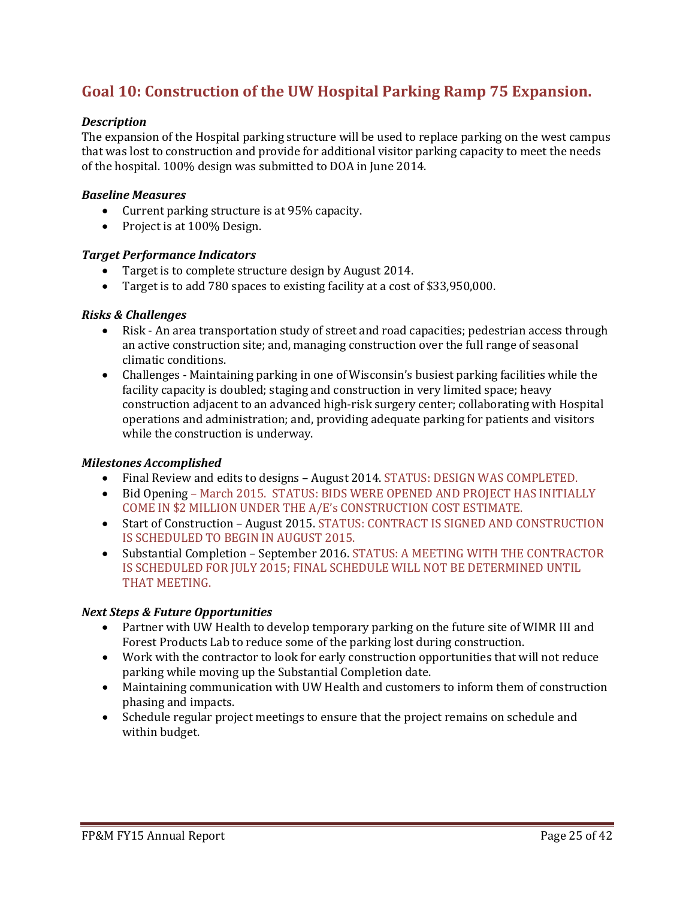## Goal 10: Construction of the UW Hospital Parking Ramp 75 Expansion.

***Description***

The expansion of the Hospital parking structure will be used to replace parking on the west campus that was lost to construction and provide for additional visitor parking capacity to meet the needs of the hospital. 100% design was submitted to DOA in June 2014.

***Baseline Measures***

- Current parking structure is at 95% capacity.
- Project is at 100% Design.

***Target Performance Indicators***

- Target is to complete structure design by August 2014.
- Target is to add 780 spaces to existing facility at a cost of $33,950,000.

***Risks & Challenges***

- Risk - An area transportation study of street and road capacities; pedestrian access through an active construction site; and, managing construction over the full range of seasonal climatic conditions.
- Challenges - Maintaining parking in one of Wisconsin's busiest parking facilities while the facility capacity is doubled; staging and construction in very limited space; heavy construction adjacent to an advanced high-risk surgery center; collaborating with Hospital operations and administration; and, providing adequate parking for patients and visitors while the construction is underway.

***Milestones Accomplished***

- Final Review and edits to designs – August 2014. STATUS: DESIGN WAS COMPLETED.
- Bid Opening – March 2015. STATUS: BIDS WERE OPENED AND PROJECT HAS INITIALLY COME IN $2 MILLION UNDER THE A/E's CONSTRUCTION COST ESTIMATE.
- Start of Construction – August 2015. STATUS: CONTRACT IS SIGNED AND CONSTRUCTION IS SCHEDULED TO BEGIN IN AUGUST 2015.
- Substantial Completion – September 2016. STATUS: A MEETING WITH THE CONTRACTOR IS SCHEDULED FOR JULY 2015; FINAL SCHEDULE WILL NOT BE DETERMINED UNTIL THAT MEETING.

***Next Steps & Future Opportunities***

- Partner with UW Health to develop temporary parking on the future site of WIMR III and Forest Products Lab to reduce some of the parking lost during construction.
- Work with the contractor to look for early construction opportunities that will not reduce parking while moving up the Substantial Completion date.
- Maintaining communication with UW Health and customers to inform them of construction phasing and impacts.
- Schedule regular project meetings to ensure that the project remains on schedule and within budget.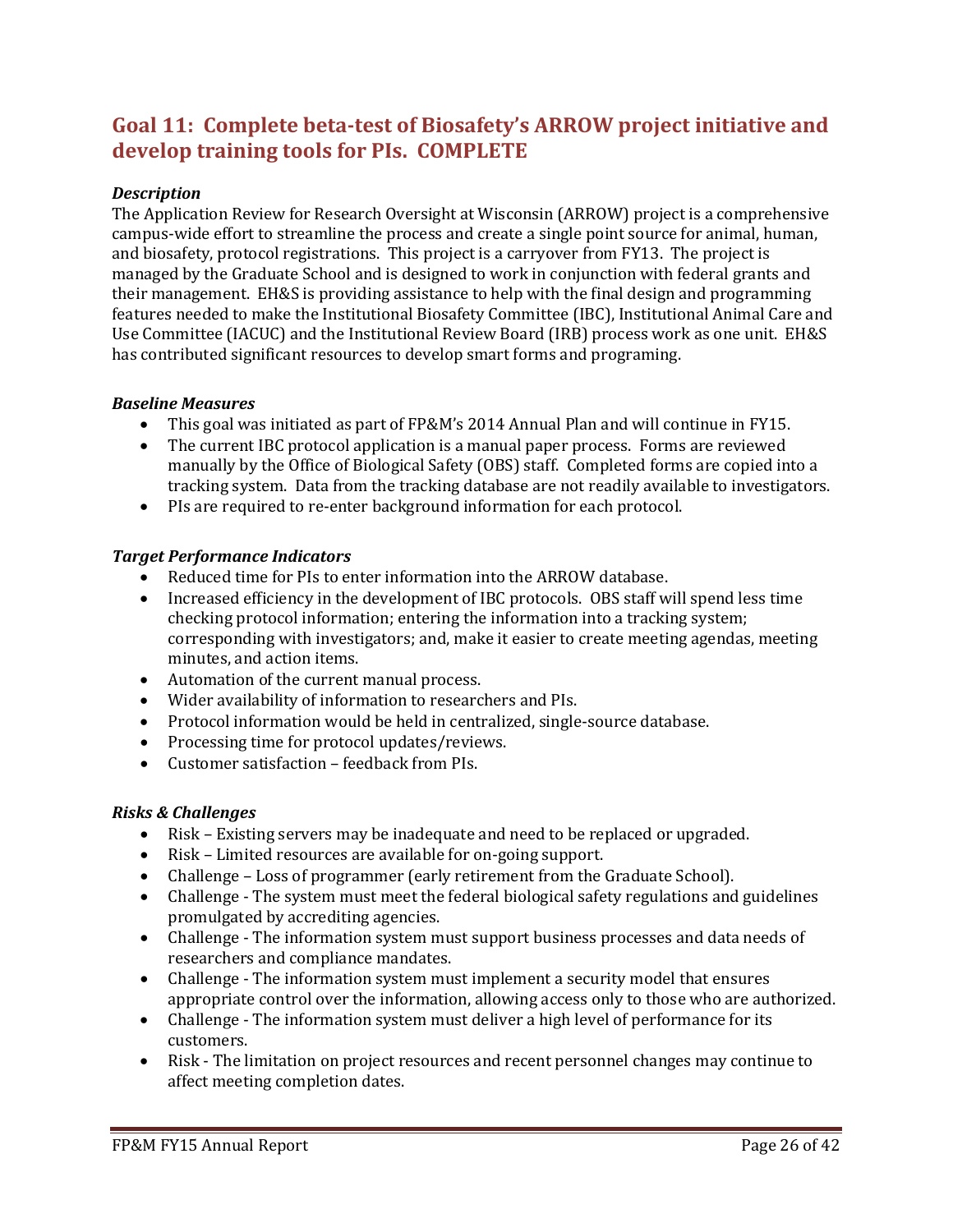## Goal 11: Complete beta-test of Biosafety's ARROW project initiative and develop training tools for PIs. COMPLETE

***Description***

The Application Review for Research Oversight at Wisconsin (ARROW) project is a comprehensive campus-wide effort to streamline the process and create a single point source for animal, human, and biosafety, protocol registrations. This project is a carryover from FY13. The project is managed by the Graduate School and is designed to work in conjunction with federal grants and their management. EH&S is providing assistance to help with the final design and programming features needed to make the Institutional Biosafety Committee (IBC), Institutional Animal Care and Use Committee (IACUC) and the Institutional Review Board (IRB) process work as one unit. EH&S has contributed significant resources to develop smart forms and programing.

***Baseline Measures***

- This goal was initiated as part of FP&M's 2014 Annual Plan and will continue in FY15.
- The current IBC protocol application is a manual paper process. Forms are reviewed manually by the Office of Biological Safety (OBS) staff. Completed forms are copied into a tracking system. Data from the tracking database are not readily available to investigators.
- PIs are required to re-enter background information for each protocol.

***Target Performance Indicators***

- Reduced time for PIs to enter information into the ARROW database.
- Increased efficiency in the development of IBC protocols. OBS staff will spend less time checking protocol information; entering the information into a tracking system; corresponding with investigators; and, make it easier to create meeting agendas, meeting minutes, and action items.
- Automation of the current manual process.
- Wider availability of information to researchers and PIs.
- Protocol information would be held in centralized, single-source database.
- Processing time for protocol updates/reviews.
- Customer satisfaction – feedback from PIs.

***Risks & Challenges***

- Risk – Existing servers may be inadequate and need to be replaced or upgraded.
- Risk – Limited resources are available for on-going support.
- Challenge – Loss of programmer (early retirement from the Graduate School).
- Challenge - The system must meet the federal biological safety regulations and guidelines promulgated by accrediting agencies.
- Challenge - The information system must support business processes and data needs of researchers and compliance mandates.
- Challenge - The information system must implement a security model that ensures appropriate control over the information, allowing access only to those who are authorized.
- Challenge - The information system must deliver a high level of performance for its customers.
- Risk - The limitation on project resources and recent personnel changes may continue to affect meeting completion dates.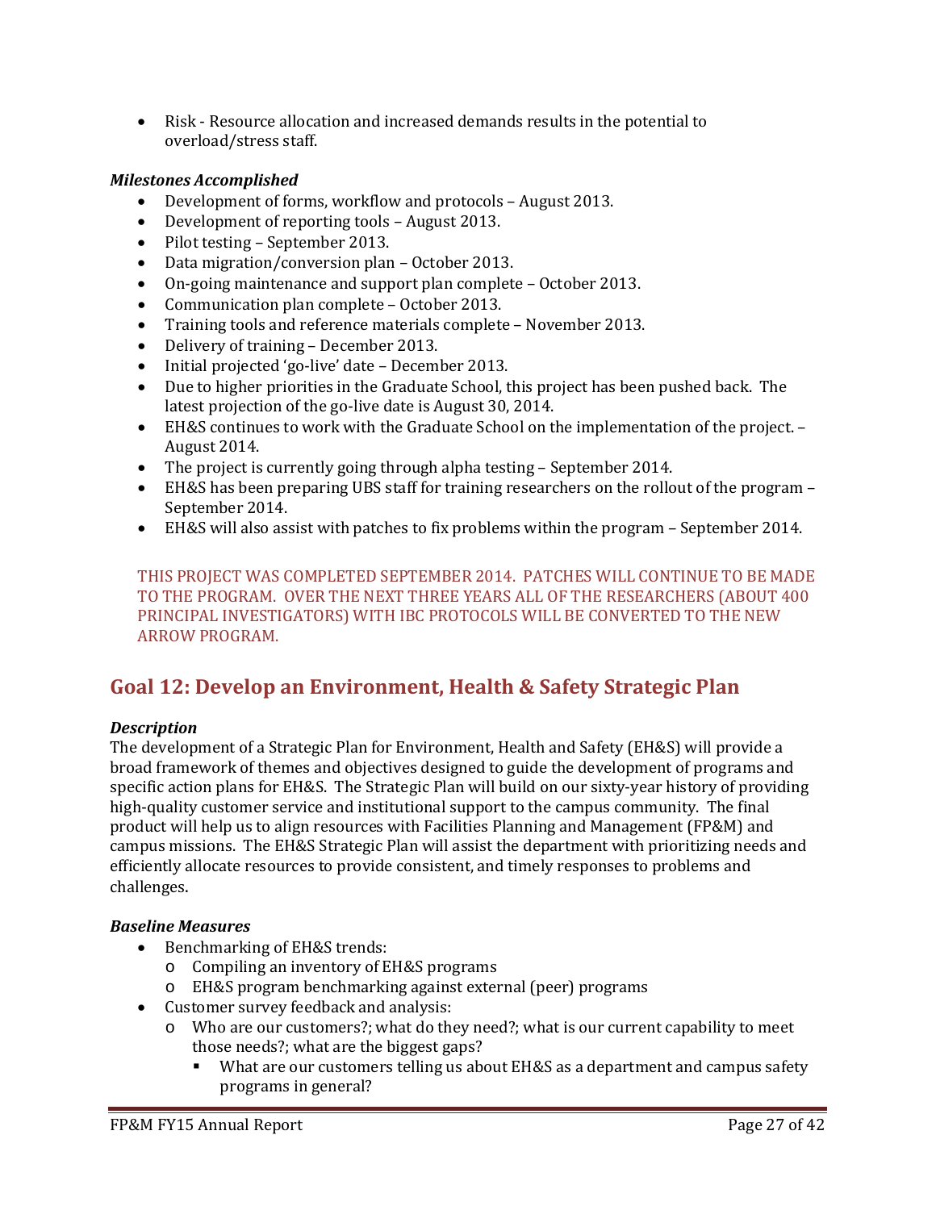- Risk - Resource allocation and increased demands results in the potential to overload/stress staff.

***Milestones Accomplished***

- Development of forms, workflow and protocols – August 2013.
- Development of reporting tools – August 2013.
- Pilot testing – September 2013.
- Data migration/conversion plan – October 2013.
- On-going maintenance and support plan complete – October 2013.
- Communication plan complete – October 2013.
- Training tools and reference materials complete – November 2013.
- Delivery of training – December 2013.
- Initial projected 'go-live' date – December 2013.
- Due to higher priorities in the Graduate School, this project has been pushed back. The latest projection of the go-live date is August 30, 2014.
- EH&S continues to work with the Graduate School on the implementation of the project. – August 2014.
- The project is currently going through alpha testing – September 2014.
- EH&S has been preparing UBS staff for training researchers on the rollout of the program – September 2014.
- EH&S will also assist with patches to fix problems within the program – September 2014.

THIS PROJECT WAS COMPLETED SEPTEMBER 2014. PATCHES WILL CONTINUE TO BE MADE TO THE PROGRAM. OVER THE NEXT THREE YEARS ALL OF THE RESEARCHERS (ABOUT 400 PRINCIPAL INVESTIGATORS) WITH IBC PROTOCOLS WILL BE CONVERTED TO THE NEW ARROW PROGRAM.

## Goal 12: Develop an Environment, Health & Safety Strategic Plan

***Description***

The development of a Strategic Plan for Environment, Health and Safety (EH&S) will provide a broad framework of themes and objectives designed to guide the development of programs and specific action plans for EH&S. The Strategic Plan will build on our sixty-year history of providing high-quality customer service and institutional support to the campus community. The final product will help us to align resources with Facilities Planning and Management (FP&M) and campus missions. The EH&S Strategic Plan will assist the department with prioritizing needs and efficiently allocate resources to provide consistent, and timely responses to problems and challenges.

***Baseline Measures***

- Benchmarking of EH&S trends:
  - Compiling an inventory of EH&S programs
  - EH&S program benchmarking against external (peer) programs
- Customer survey feedback and analysis:
  - Who are our customers?; what do they need?; what is our current capability to meet those needs?; what are the biggest gaps?
    - What are our customers telling us about EH&S as a department and campus safety programs in general?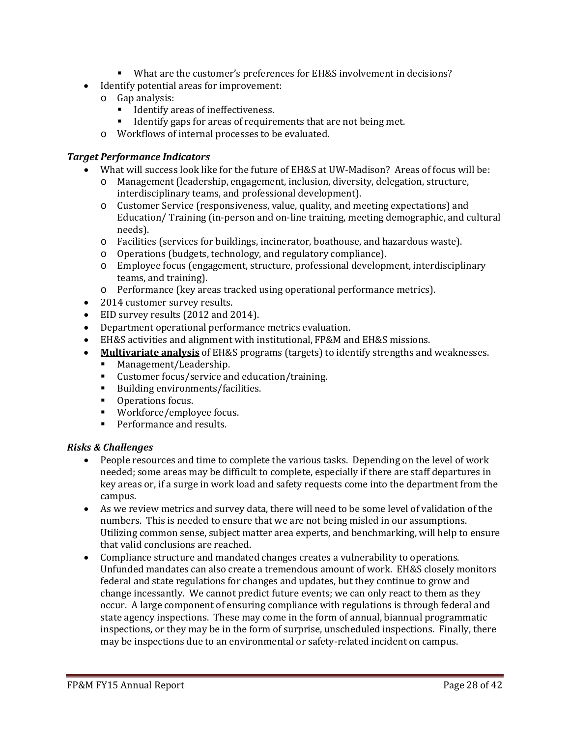- What are the customer's preferences for EH&S involvement in decisions?
- Identify potential areas for improvement:
  - Gap analysis:
    - Identify areas of ineffectiveness.
    - Identify gaps for areas of requirements that are not being met.
  - Workflows of internal processes to be evaluated.

### *Target Performance Indicators*

- What will success look like for the future of EH&S at UW-Madison? Areas of focus will be:
  - Management (leadership, engagement, inclusion, diversity, delegation, structure, interdisciplinary teams, and professional development).
  - Customer Service (responsiveness, value, quality, and meeting expectations) and Education/ Training (in-person and on-line training, meeting demographic, and cultural needs).
  - Facilities (services for buildings, incinerator, boathouse, and hazardous waste).
  - Operations (budgets, technology, and regulatory compliance).
  - Employee focus (engagement, structure, professional development, interdisciplinary teams, and training).
  - Performance (key areas tracked using operational performance metrics).
- 2014 customer survey results.
- EID survey results (2012 and 2014).
- Department operational performance metrics evaluation.
- EH&S activities and alignment with institutional, FP&M and EH&S missions.
- **<u>Multivariate analysis</u>** of EH&S programs (targets) to identify strengths and weaknesses.
  - Management/Leadership.
  - Customer focus/service and education/training.
  - Building environments/facilities.
  - Operations focus.
  - Workforce/employee focus.
  - Performance and results.

### *Risks & Challenges*

- People resources and time to complete the various tasks. Depending on the level of work needed; some areas may be difficult to complete, especially if there are staff departures in key areas or, if a surge in work load and safety requests come into the department from the campus.
- As we review metrics and survey data, there will need to be some level of validation of the numbers. This is needed to ensure that we are not being misled in our assumptions. Utilizing common sense, subject matter area experts, and benchmarking, will help to ensure that valid conclusions are reached.
- Compliance structure and mandated changes creates a vulnerability to operations. Unfunded mandates can also create a tremendous amount of work. EH&S closely monitors federal and state regulations for changes and updates, but they continue to grow and change incessantly. We cannot predict future events; we can only react to them as they occur. A large component of ensuring compliance with regulations is through federal and state agency inspections. These may come in the form of annual, biannual programmatic inspections, or they may be in the form of surprise, unscheduled inspections. Finally, there may be inspections due to an environmental or safety-related incident on campus.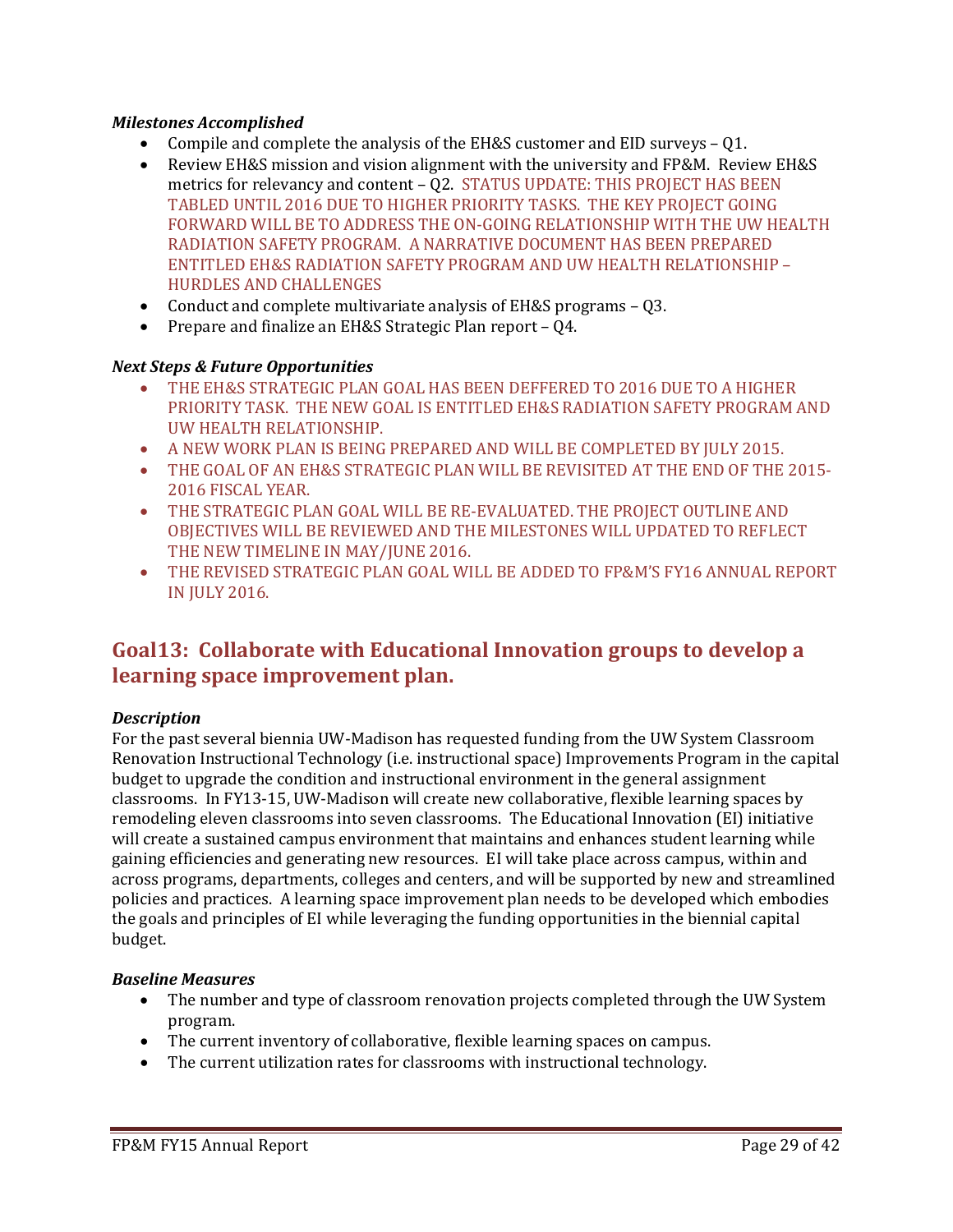***Milestones Accomplished***

- Compile and complete the analysis of the EH&S customer and EID surveys – Q1.
- Review EH&S mission and vision alignment with the university and FP&M. Review EH&S metrics for relevancy and content – Q2. STATUS UPDATE: THIS PROJECT HAS BEEN TABLED UNTIL 2016 DUE TO HIGHER PRIORITY TASKS. THE KEY PROJECT GOING FORWARD WILL BE TO ADDRESS THE ON-GOING RELATIONSHIP WITH THE UW HEALTH RADIATION SAFETY PROGRAM. A NARRATIVE DOCUMENT HAS BEEN PREPARED ENTITLED EH&S RADIATION SAFETY PROGRAM AND UW HEALTH RELATIONSHIP – HURDLES AND CHALLENGES
- Conduct and complete multivariate analysis of EH&S programs – Q3.
- Prepare and finalize an EH&S Strategic Plan report – Q4.

***Next Steps & Future Opportunities***

- THE EH&S STRATEGIC PLAN GOAL HAS BEEN DEFFERED TO 2016 DUE TO A HIGHER PRIORITY TASK. THE NEW GOAL IS ENTITLED EH&S RADIATION SAFETY PROGRAM AND UW HEALTH RELATIONSHIP.
- A NEW WORK PLAN IS BEING PREPARED AND WILL BE COMPLETED BY JULY 2015.
- THE GOAL OF AN EH&S STRATEGIC PLAN WILL BE REVISITED AT THE END OF THE 2015-2016 FISCAL YEAR.
- THE STRATEGIC PLAN GOAL WILL BE RE-EVALUATED. THE PROJECT OUTLINE AND OBJECTIVES WILL BE REVIEWED AND THE MILESTONES WILL UPDATED TO REFLECT THE NEW TIMELINE IN MAY/JUNE 2016.
- THE REVISED STRATEGIC PLAN GOAL WILL BE ADDED TO FP&M'S FY16 ANNUAL REPORT IN JULY 2016.

## Goal13: Collaborate with Educational Innovation groups to develop a learning space improvement plan.

***Description***

For the past several biennia UW-Madison has requested funding from the UW System Classroom Renovation Instructional Technology (i.e. instructional space) Improvements Program in the capital budget to upgrade the condition and instructional environment in the general assignment classrooms. In FY13-15, UW-Madison will create new collaborative, flexible learning spaces by remodeling eleven classrooms into seven classrooms. The Educational Innovation (EI) initiative will create a sustained campus environment that maintains and enhances student learning while gaining efficiencies and generating new resources. EI will take place across campus, within and across programs, departments, colleges and centers, and will be supported by new and streamlined policies and practices. A learning space improvement plan needs to be developed which embodies the goals and principles of EI while leveraging the funding opportunities in the biennial capital budget.

***Baseline Measures***

- The number and type of classroom renovation projects completed through the UW System program.
- The current inventory of collaborative, flexible learning spaces on campus.
- The current utilization rates for classrooms with instructional technology.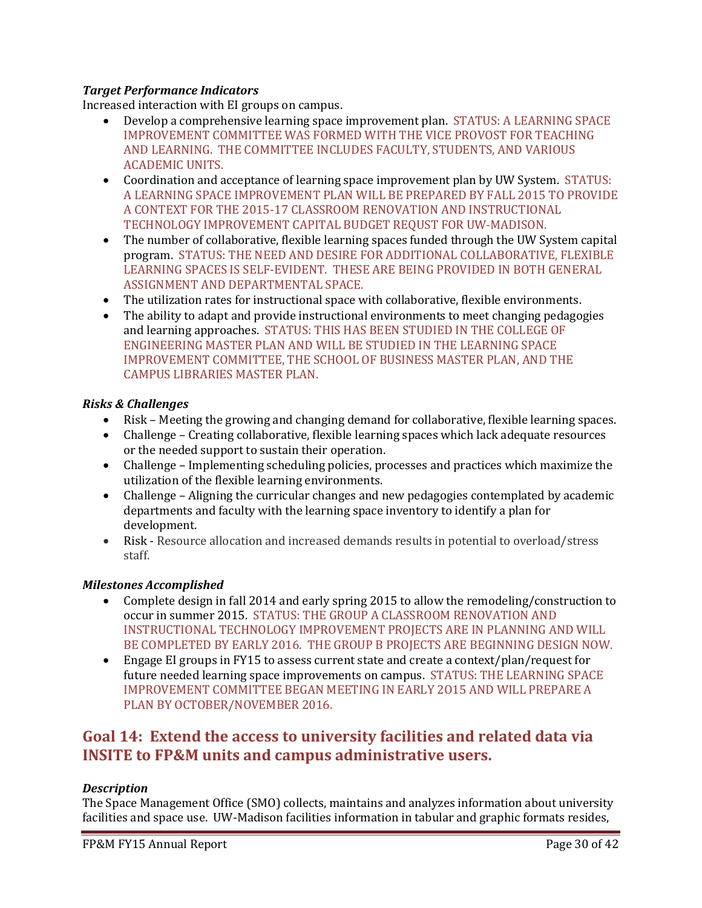### *Target Performance Indicators*

Increased interaction with EI groups on campus.

- Develop a comprehensive learning space improvement plan. STATUS: A LEARNING SPACE IMPROVEMENT COMMITTEE WAS FORMED WITH THE VICE PROVOST FOR TEACHING AND LEARNING. THE COMMITTEE INCLUDES FACULTY, STUDENTS, AND VARIOUS ACADEMIC UNITS.
- Coordination and acceptance of learning space improvement plan by UW System. STATUS: A LEARNING SPACE IMPROVEMENT PLAN WILL BE PREPARED BY FALL 2015 TO PROVIDE A CONTEXT FOR THE 2015-17 CLASSROOM RENOVATION AND INSTRUCTIONAL TECHNOLOGY IMPROVEMENT CAPITAL BUDGET REQUST FOR UW-MADISON.
- The number of collaborative, flexible learning spaces funded through the UW System capital program. STATUS: THE NEED AND DESIRE FOR ADDITIONAL COLLABORATIVE, FLEXIBLE LEARNING SPACES IS SELF-EVIDENT. THESE ARE BEING PROVIDED IN BOTH GENERAL ASSIGNMENT AND DEPARTMENTAL SPACE.
- The utilization rates for instructional space with collaborative, flexible environments.
- The ability to adapt and provide instructional environments to meet changing pedagogies and learning approaches. STATUS: THIS HAS BEEN STUDIED IN THE COLLEGE OF ENGINEERING MASTER PLAN AND WILL BE STUDIED IN THE LEARNING SPACE IMPROVEMENT COMMITTEE, THE SCHOOL OF BUSINESS MASTER PLAN, AND THE CAMPUS LIBRARIES MASTER PLAN.

### *Risks & Challenges*

- Risk – Meeting the growing and changing demand for collaborative, flexible learning spaces.
- Challenge – Creating collaborative, flexible learning spaces which lack adequate resources or the needed support to sustain their operation.
- Challenge – Implementing scheduling policies, processes and practices which maximize the utilization of the flexible learning environments.
- Challenge – Aligning the curricular changes and new pedagogies contemplated by academic departments and faculty with the learning space inventory to identify a plan for development.
- Risk - Resource allocation and increased demands results in potential to overload/stress staff.

### *Milestones Accomplished*

- Complete design in fall 2014 and early spring 2015 to allow the remodeling/construction to occur in summer 2015. STATUS: THE GROUP A CLASSROOM RENOVATION AND INSTRUCTIONAL TECHNOLOGY IMPROVEMENT PROJECTS ARE IN PLANNING AND WILL BE COMPLETED BY EARLY 2016. THE GROUP B PROJECTS ARE BEGINNING DESIGN NOW.
- Engage EI groups in FY15 to assess current state and create a context/plan/request for future needed learning space improvements on campus. STATUS: THE LEARNING SPACE IMPROVEMENT COMMITTEE BEGAN MEETING IN EARLY 2O15 AND WILL PREPARE A PLAN BY OCTOBER/NOVEMBER 2016.

## Goal 14: Extend the access to university facilities and related data via INSITE to FP&M units and campus administrative users.

### *Description*

The Space Management Office (SMO) collects, maintains and analyzes information about university facilities and space use. UW-Madison facilities information in tabular and graphic formats resides,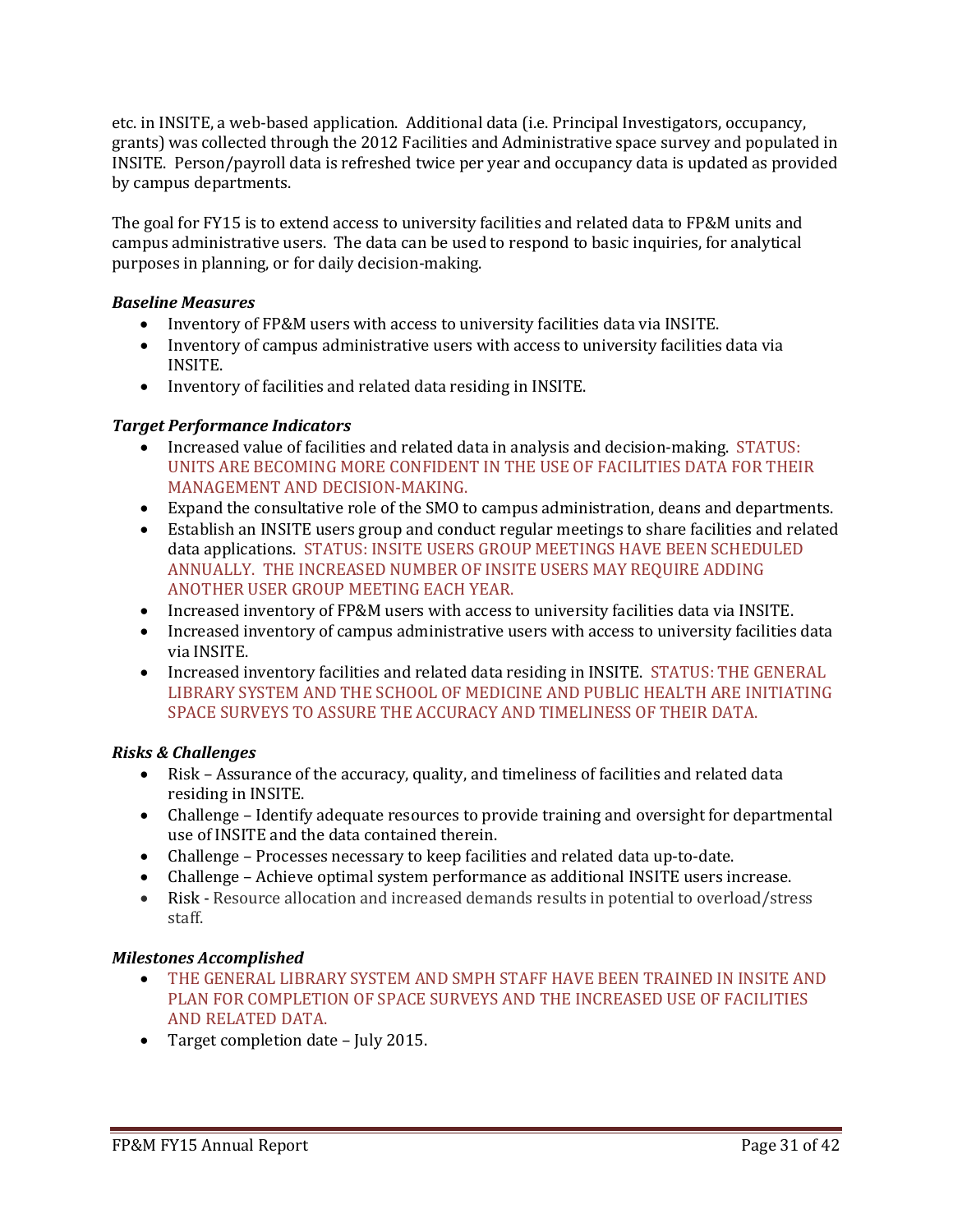etc. in INSITE, a web-based application. Additional data (i.e. Principal Investigators, occupancy, grants) was collected through the 2012 Facilities and Administrative space survey and populated in INSITE. Person/payroll data is refreshed twice per year and occupancy data is updated as provided by campus departments.

The goal for FY15 is to extend access to university facilities and related data to FP&M units and campus administrative users. The data can be used to respond to basic inquiries, for analytical purposes in planning, or for daily decision-making.

***Baseline Measures***

- Inventory of FP&M users with access to university facilities data via INSITE.
- Inventory of campus administrative users with access to university facilities data via INSITE.
- Inventory of facilities and related data residing in INSITE.

***Target Performance Indicators***

- Increased value of facilities and related data in analysis and decision-making. STATUS: UNITS ARE BECOMING MORE CONFIDENT IN THE USE OF FACILITIES DATA FOR THEIR MANAGEMENT AND DECISION-MAKING.
- Expand the consultative role of the SMO to campus administration, deans and departments.
- Establish an INSITE users group and conduct regular meetings to share facilities and related data applications. STATUS: INSITE USERS GROUP MEETINGS HAVE BEEN SCHEDULED ANNUALLY. THE INCREASED NUMBER OF INSITE USERS MAY REQUIRE ADDING ANOTHER USER GROUP MEETING EACH YEAR.
- Increased inventory of FP&M users with access to university facilities data via INSITE.
- Increased inventory of campus administrative users with access to university facilities data via INSITE.
- Increased inventory facilities and related data residing in INSITE. STATUS: THE GENERAL LIBRARY SYSTEM AND THE SCHOOL OF MEDICINE AND PUBLIC HEALTH ARE INITIATING SPACE SURVEYS TO ASSURE THE ACCURACY AND TIMELINESS OF THEIR DATA.

***Risks & Challenges***

- Risk – Assurance of the accuracy, quality, and timeliness of facilities and related data residing in INSITE.
- Challenge – Identify adequate resources to provide training and oversight for departmental use of INSITE and the data contained therein.
- Challenge – Processes necessary to keep facilities and related data up-to-date.
- Challenge – Achieve optimal system performance as additional INSITE users increase.
- Risk - Resource allocation and increased demands results in potential to overload/stress staff.

***Milestones Accomplished***

- THE GENERAL LIBRARY SYSTEM AND SMPH STAFF HAVE BEEN TRAINED IN INSITE AND PLAN FOR COMPLETION OF SPACE SURVEYS AND THE INCREASED USE OF FACILITIES AND RELATED DATA.
- Target completion date – July 2015.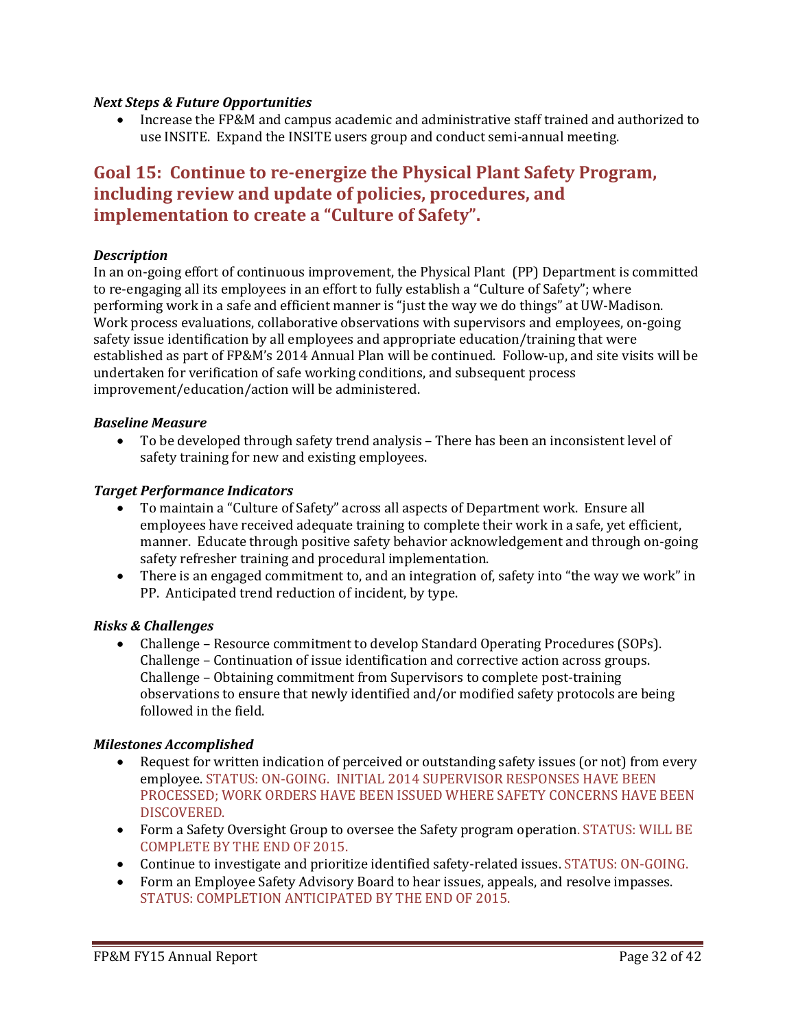***Next Steps & Future Opportunities***

- Increase the FP&M and campus academic and administrative staff trained and authorized to use INSITE. Expand the INSITE users group and conduct semi-annual meeting.

## Goal 15: Continue to re-energize the Physical Plant Safety Program, including review and update of policies, procedures, and implementation to create a "Culture of Safety".

***Description***

In an on-going effort of continuous improvement, the Physical Plant (PP) Department is committed to re-engaging all its employees in an effort to fully establish a "Culture of Safety"; where performing work in a safe and efficient manner is "just the way we do things" at UW-Madison. Work process evaluations, collaborative observations with supervisors and employees, on-going safety issue identification by all employees and appropriate education/training that were established as part of FP&M's 2014 Annual Plan will be continued. Follow-up, and site visits will be undertaken for verification of safe working conditions, and subsequent process improvement/education/action will be administered.

***Baseline Measure***

- To be developed through safety trend analysis – There has been an inconsistent level of safety training for new and existing employees.

***Target Performance Indicators***

- To maintain a "Culture of Safety" across all aspects of Department work. Ensure all employees have received adequate training to complete their work in a safe, yet efficient, manner. Educate through positive safety behavior acknowledgement and through on-going safety refresher training and procedural implementation.
- There is an engaged commitment to, and an integration of, safety into "the way we work" in PP. Anticipated trend reduction of incident, by type.

***Risks & Challenges***

- Challenge – Resource commitment to develop Standard Operating Procedures (SOPs). Challenge – Continuation of issue identification and corrective action across groups. Challenge – Obtaining commitment from Supervisors to complete post-training observations to ensure that newly identified and/or modified safety protocols are being followed in the field.

***Milestones Accomplished***

- Request for written indication of perceived or outstanding safety issues (or not) from every employee. STATUS: ON-GOING. INITIAL 2014 SUPERVISOR RESPONSES HAVE BEEN PROCESSED; WORK ORDERS HAVE BEEN ISSUED WHERE SAFETY CONCERNS HAVE BEEN DISCOVERED.
- Form a Safety Oversight Group to oversee the Safety program operation. STATUS: WILL BE COMPLETE BY THE END OF 2015.
- Continue to investigate and prioritize identified safety-related issues. STATUS: ON-GOING.
- Form an Employee Safety Advisory Board to hear issues, appeals, and resolve impasses. STATUS: COMPLETION ANTICIPATED BY THE END OF 2015.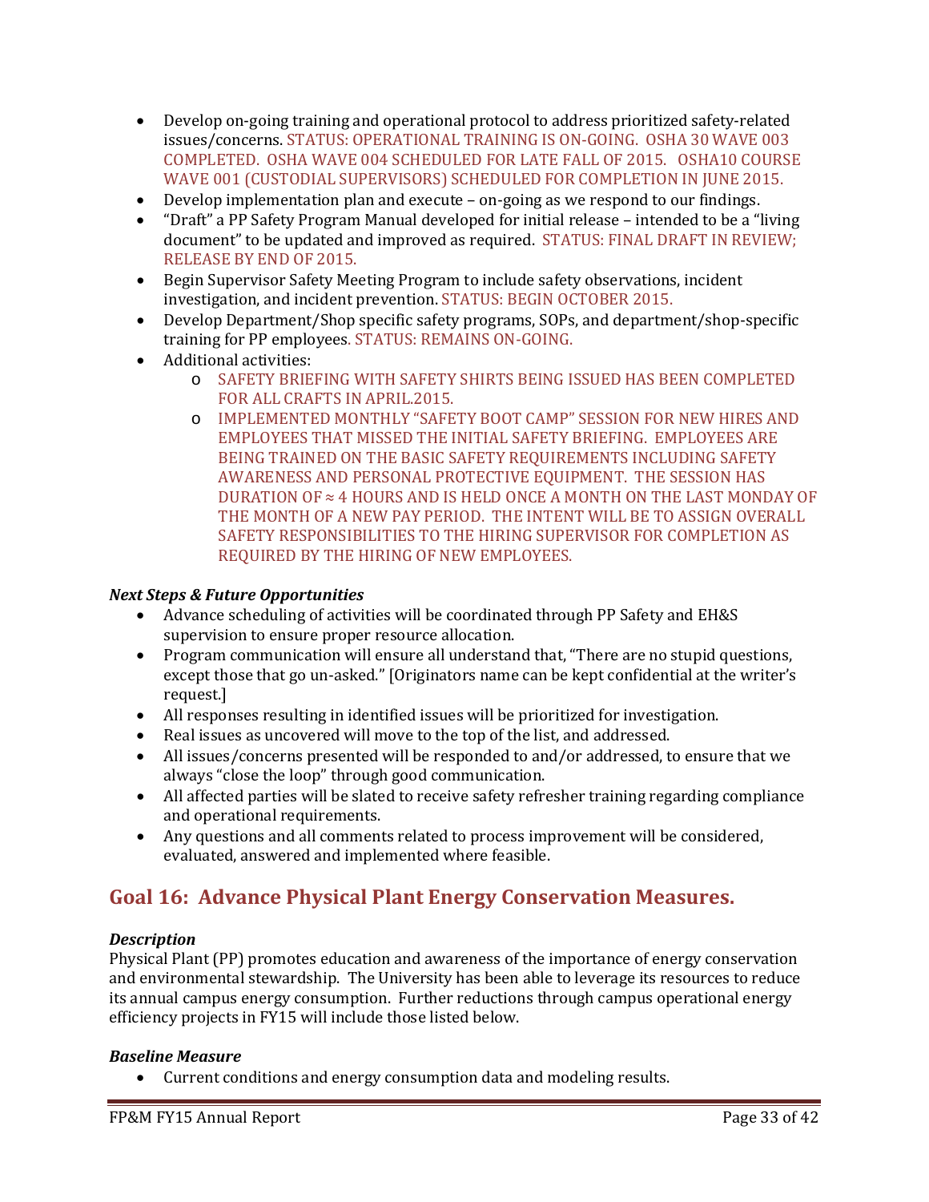- Develop on-going training and operational protocol to address prioritized safety-related issues/concerns. STATUS: OPERATIONAL TRAINING IS ON-GOING. OSHA 30 WAVE 003 COMPLETED. OSHA WAVE 004 SCHEDULED FOR LATE FALL OF 2015. OSHA10 COURSE WAVE 001 (CUSTODIAL SUPERVISORS) SCHEDULED FOR COMPLETION IN JUNE 2015.
- Develop implementation plan and execute – on-going as we respond to our findings.
- "Draft" a PP Safety Program Manual developed for initial release – intended to be a "living document" to be updated and improved as required. STATUS: FINAL DRAFT IN REVIEW; RELEASE BY END OF 2015.
- Begin Supervisor Safety Meeting Program to include safety observations, incident investigation, and incident prevention. STATUS: BEGIN OCTOBER 2015.
- Develop Department/Shop specific safety programs, SOPs, and department/shop-specific training for PP employees. STATUS: REMAINS ON-GOING.
- Additional activities:
  - SAFETY BRIEFING WITH SAFETY SHIRTS BEING ISSUED HAS BEEN COMPLETED FOR ALL CRAFTS IN APRIL.2015.
  - IMPLEMENTED MONTHLY "SAFETY BOOT CAMP" SESSION FOR NEW HIRES AND EMPLOYEES THAT MISSED THE INITIAL SAFETY BRIEFING. EMPLOYEES ARE BEING TRAINED ON THE BASIC SAFETY REQUIREMENTS INCLUDING SAFETY AWARENESS AND PERSONAL PROTECTIVE EQUIPMENT. THE SESSION HAS DURATION OF ≈ 4 HOURS AND IS HELD ONCE A MONTH ON THE LAST MONDAY OF THE MONTH OF A NEW PAY PERIOD. THE INTENT WILL BE TO ASSIGN OVERALL SAFETY RESPONSIBILITIES TO THE HIRING SUPERVISOR FOR COMPLETION AS REQUIRED BY THE HIRING OF NEW EMPLOYEES.

***Next Steps & Future Opportunities***

- Advance scheduling of activities will be coordinated through PP Safety and EH&S supervision to ensure proper resource allocation.
- Program communication will ensure all understand that, "There are no stupid questions, except those that go un-asked." [Originators name can be kept confidential at the writer's request.]
- All responses resulting in identified issues will be prioritized for investigation.
- Real issues as uncovered will move to the top of the list, and addressed.
- All issues/concerns presented will be responded to and/or addressed, to ensure that we always "close the loop" through good communication.
- All affected parties will be slated to receive safety refresher training regarding compliance and operational requirements.
- Any questions and all comments related to process improvement will be considered, evaluated, answered and implemented where feasible.

## Goal 16: Advance Physical Plant Energy Conservation Measures.

***Description***

Physical Plant (PP) promotes education and awareness of the importance of energy conservation and environmental stewardship. The University has been able to leverage its resources to reduce its annual campus energy consumption. Further reductions through campus operational energy efficiency projects in FY15 will include those listed below.

***Baseline Measure***

- Current conditions and energy consumption data and modeling results.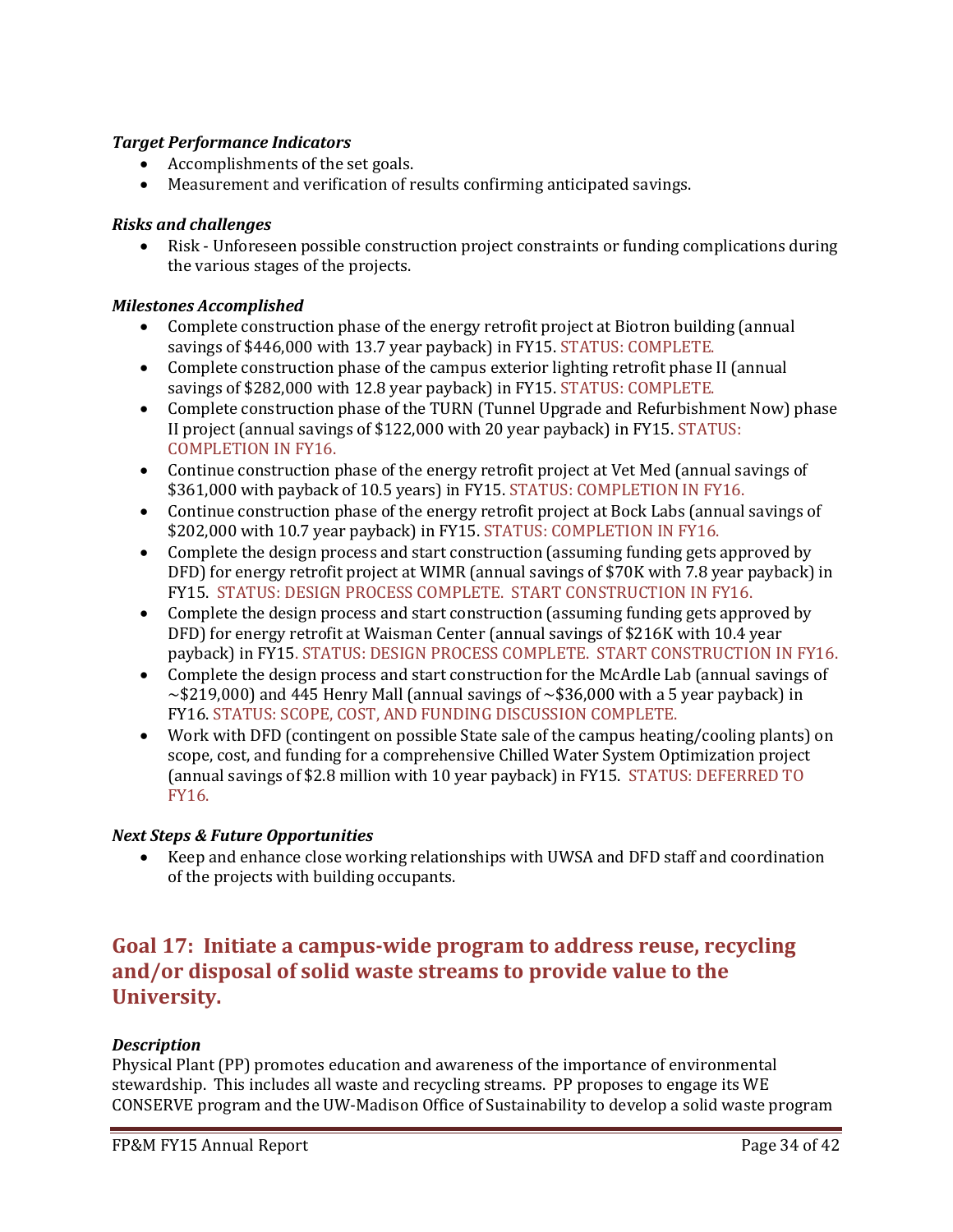***Target Performance Indicators***

- Accomplishments of the set goals.
- Measurement and verification of results confirming anticipated savings.

***Risks and challenges***

- Risk - Unforeseen possible construction project constraints or funding complications during the various stages of the projects.

***Milestones Accomplished***

- Complete construction phase of the energy retrofit project at Biotron building (annual savings of $446,000 with 13.7 year payback) in FY15. STATUS: COMPLETE.
- Complete construction phase of the campus exterior lighting retrofit phase II (annual savings of $282,000 with 12.8 year payback) in FY15. STATUS: COMPLETE.
- Complete construction phase of the TURN (Tunnel Upgrade and Refurbishment Now) phase II project (annual savings of $122,000 with 20 year payback) in FY15. STATUS: COMPLETION IN FY16.
- Continue construction phase of the energy retrofit project at Vet Med (annual savings of $361,000 with payback of 10.5 years) in FY15. STATUS: COMPLETION IN FY16.
- Continue construction phase of the energy retrofit project at Bock Labs (annual savings of $202,000 with 10.7 year payback) in FY15. STATUS: COMPLETION IN FY16.
- Complete the design process and start construction (assuming funding gets approved by DFD) for energy retrofit project at WIMR (annual savings of $70K with 7.8 year payback) in FY15. STATUS: DESIGN PROCESS COMPLETE. START CONSTRUCTION IN FY16.
- Complete the design process and start construction (assuming funding gets approved by DFD) for energy retrofit at Waisman Center (annual savings of $216K with 10.4 year payback) in FY15. STATUS: DESIGN PROCESS COMPLETE. START CONSTRUCTION IN FY16.
- Complete the design process and start construction for the McArdle Lab (annual savings of ~$219,000) and 445 Henry Mall (annual savings of ~$36,000 with a 5 year payback) in FY16. STATUS: SCOPE, COST, AND FUNDING DISCUSSION COMPLETE.
- Work with DFD (contingent on possible State sale of the campus heating/cooling plants) on scope, cost, and funding for a comprehensive Chilled Water System Optimization project (annual savings of $2.8 million with 10 year payback) in FY15. STATUS: DEFERRED TO FY16.

***Next Steps & Future Opportunities***

- Keep and enhance close working relationships with UWSA and DFD staff and coordination of the projects with building occupants.

## Goal 17: Initiate a campus-wide program to address reuse, recycling and/or disposal of solid waste streams to provide value to the University.

***Description***

Physical Plant (PP) promotes education and awareness of the importance of environmental stewardship. This includes all waste and recycling streams. PP proposes to engage its WE CONSERVE program and the UW-Madison Office of Sustainability to develop a solid waste program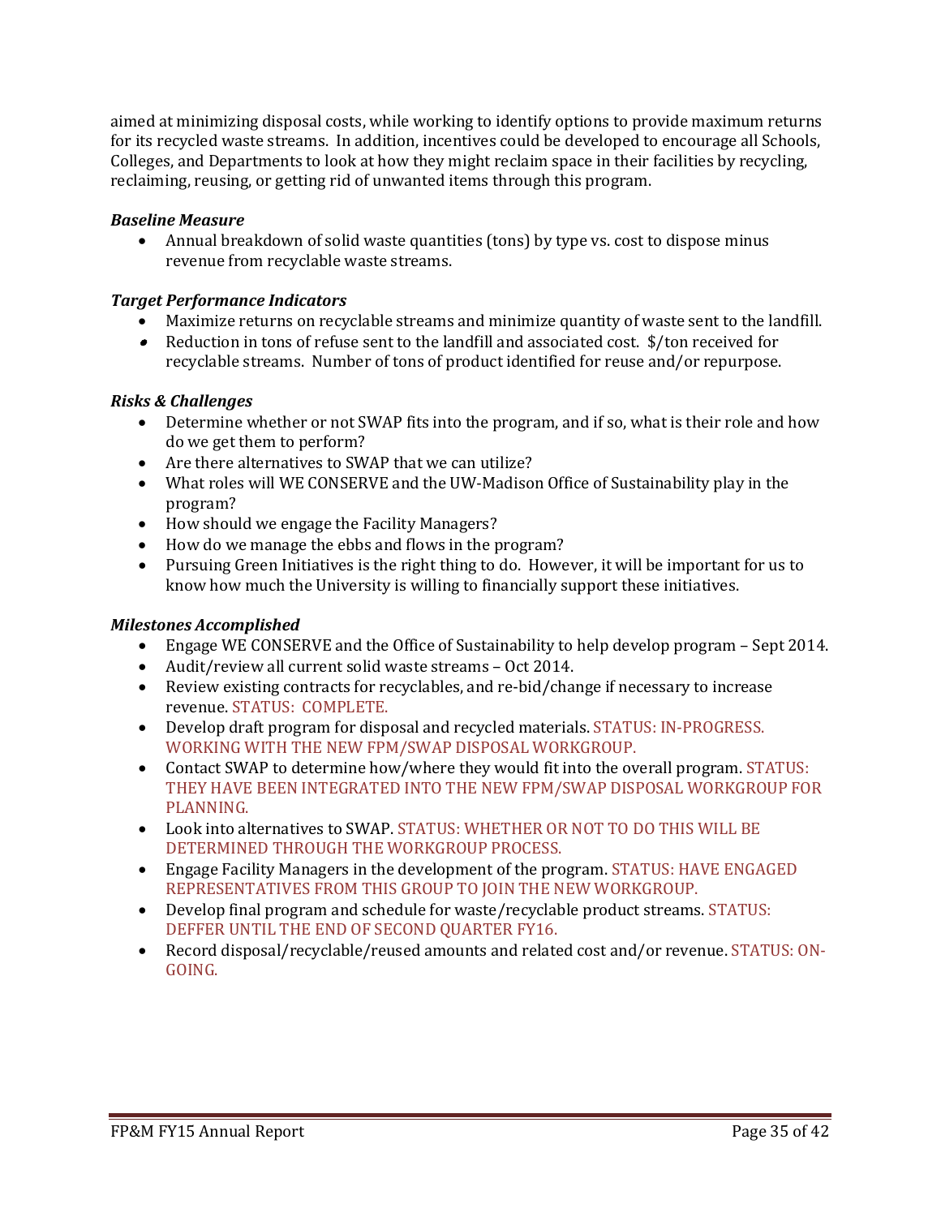aimed at minimizing disposal costs, while working to identify options to provide maximum returns for its recycled waste streams. In addition, incentives could be developed to encourage all Schools, Colleges, and Departments to look at how they might reclaim space in their facilities by recycling, reclaiming, reusing, or getting rid of unwanted items through this program.

***Baseline Measure***

- Annual breakdown of solid waste quantities (tons) by type vs. cost to dispose minus revenue from recyclable waste streams.

***Target Performance Indicators***

- Maximize returns on recyclable streams and minimize quantity of waste sent to the landfill.
- Reduction in tons of refuse sent to the landfill and associated cost. $/ton received for recyclable streams. Number of tons of product identified for reuse and/or repurpose.

***Risks & Challenges***

- Determine whether or not SWAP fits into the program, and if so, what is their role and how do we get them to perform?
- Are there alternatives to SWAP that we can utilize?
- What roles will WE CONSERVE and the UW-Madison Office of Sustainability play in the program?
- How should we engage the Facility Managers?
- How do we manage the ebbs and flows in the program?
- Pursuing Green Initiatives is the right thing to do. However, it will be important for us to know how much the University is willing to financially support these initiatives.

***Milestones Accomplished***

- Engage WE CONSERVE and the Office of Sustainability to help develop program – Sept 2014.
- Audit/review all current solid waste streams – Oct 2014.
- Review existing contracts for recyclables, and re-bid/change if necessary to increase revenue. STATUS: COMPLETE.
- Develop draft program for disposal and recycled materials. STATUS: IN-PROGRESS. WORKING WITH THE NEW FPM/SWAP DISPOSAL WORKGROUP.
- Contact SWAP to determine how/where they would fit into the overall program. STATUS: THEY HAVE BEEN INTEGRATED INTO THE NEW FPM/SWAP DISPOSAL WORKGROUP FOR PLANNING.
- Look into alternatives to SWAP. STATUS: WHETHER OR NOT TO DO THIS WILL BE DETERMINED THROUGH THE WORKGROUP PROCESS.
- Engage Facility Managers in the development of the program. STATUS: HAVE ENGAGED REPRESENTATIVES FROM THIS GROUP TO JOIN THE NEW WORKGROUP.
- Develop final program and schedule for waste/recyclable product streams. STATUS: DEFFER UNTIL THE END OF SECOND QUARTER FY16.
- Record disposal/recyclable/reused amounts and related cost and/or revenue. STATUS: ON-GOING.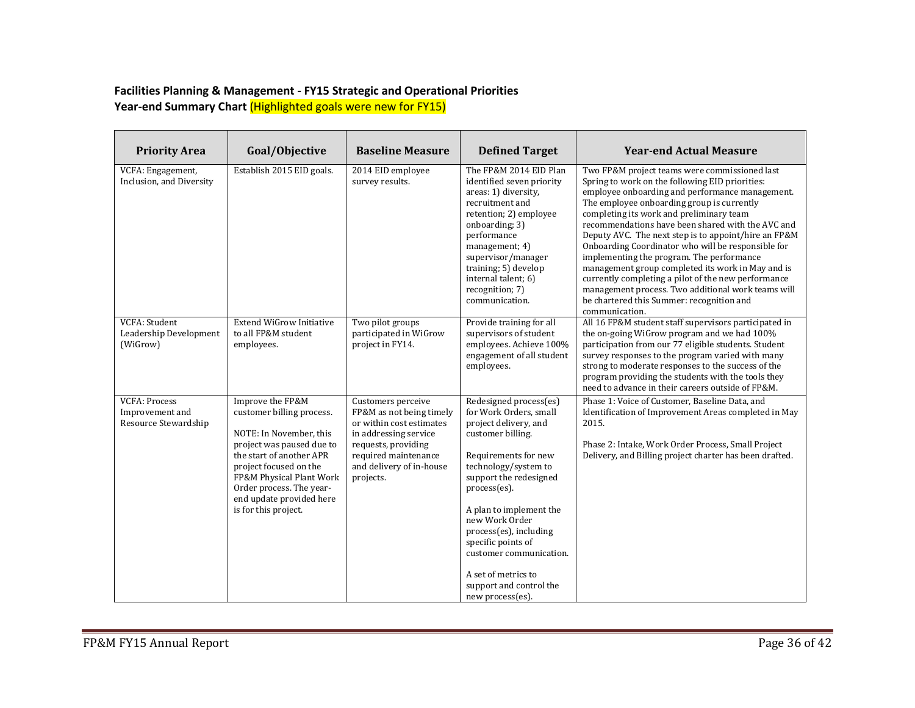**Facilities Planning & Management - FY15 Strategic and Operational Priorities**
**Year-end Summary Chart** (Highlighted goals were new for FY15)

| Priority Area | Goal/Objective | Baseline Measure | Defined Target | Year-end Actual Measure |
|---|---|---|---|---|
| VCFA: Engagement, Inclusion, and Diversity | Establish 2015 EID goals. | 2014 EID employee survey results. | The FP&M 2014 EID Plan identified seven priority areas: 1) diversity, recruitment and retention; 2) employee onboarding; 3) performance management; 4) supervisor/manager training; 5) develop internal talent; 6) recognition; 7) communication. | Two FP&M project teams were commissioned last Spring to work on the following EID priorities: employee onboarding and performance management. The employee onboarding group is currently completing its work and preliminary team recommendations have been shared with the AVC and Deputy AVC. The next step is to appoint/hire an FP&M Onboarding Coordinator who will be responsible for implementing the program. The performance management group completed its work in May and is currently completing a pilot of the new performance management process. Two additional work teams will be chartered this Summer: recognition and communication. |
| VCFA: Student Leadership Development (WiGrow) | Extend WiGrow Initiative to all FP&M student employees. | Two pilot groups participated in WiGrow project in FY14. | Provide training for all supervisors of student employees. Achieve 100% engagement of all student employees. | All 16 FP&M student staff supervisors participated in the on-going WiGrow program and we had 100% participation from our 77 eligible students. Student survey responses to the program varied with many strong to moderate responses to the success of the program providing the students with the tools they need to advance in their careers outside of FP&M. |
| VCFA: Process Improvement and Resource Stewardship | Improve the FP&M customer billing process.<br><br>NOTE: In November, this project was paused due to the start of another APR project focused on the FP&M Physical Plant Work Order process. The year-end update provided here is for this project. | Customers perceive FP&M as not being timely or within cost estimates in addressing service requests, providing required maintenance and delivery of in-house projects. | Redesigned process(es) for Work Orders, small project delivery, and customer billing.<br><br>Requirements for new technology/system to support the redesigned process(es).<br><br>A plan to implement the new Work Order process(es), including specific points of customer communication.<br><br>A set of metrics to support and control the new process(es). | Phase 1: Voice of Customer, Baseline Data, and Identification of Improvement Areas completed in May 2015.<br><br>Phase 2: Intake, Work Order Process, Small Project Delivery, and Billing project charter has been drafted. |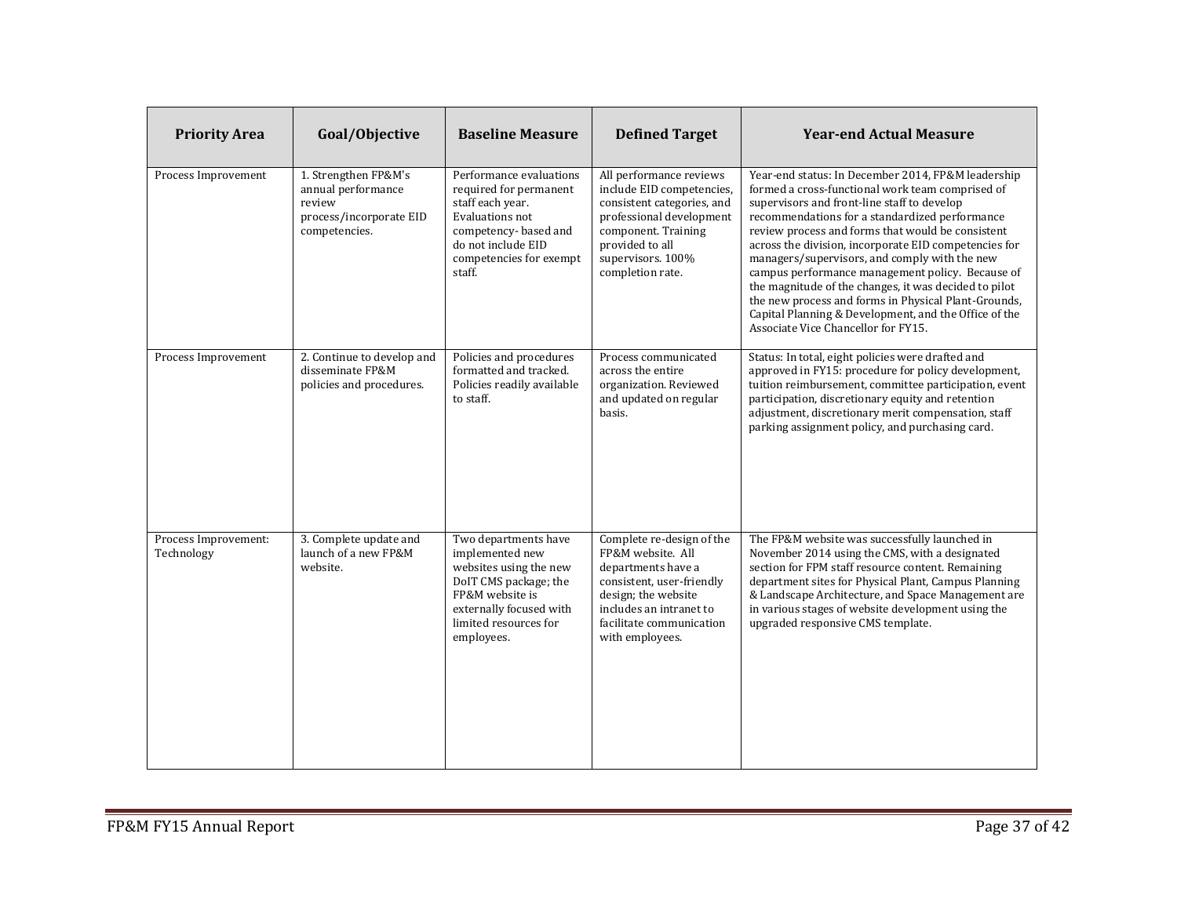| Priority Area | Goal/Objective | Baseline Measure | Defined Target | Year-end Actual Measure |
|---|---|---|---|---|
| Process Improvement | 1. Strengthen FP&M's annual performance review process/incorporate EID competencies. | Performance evaluations required for permanent staff each year. Evaluations not competency- based and do not include EID competencies for exempt staff. | All performance reviews include EID competencies, consistent categories, and professional development component. Training provided to all supervisors. 100% completion rate. | Year-end status: In December 2014, FP&M leadership formed a cross-functional work team comprised of supervisors and front-line staff to develop recommendations for a standardized performance review process and forms that would be consistent across the division, incorporate EID competencies for managers/supervisors, and comply with the new campus performance management policy. Because of the magnitude of the changes, it was decided to pilot the new process and forms in Physical Plant-Grounds, Capital Planning & Development, and the Office of the Associate Vice Chancellor for FY15. |
| Process Improvement | 2. Continue to develop and disseminate FP&M policies and procedures. | Policies and procedures formatted and tracked. Policies readily available to staff. | Process communicated across the entire organization. Reviewed and updated on regular basis. | Status: In total, eight policies were drafted and approved in FY15: procedure for policy development, tuition reimbursement, committee participation, event participation, discretionary equity and retention adjustment, discretionary merit compensation, staff parking assignment policy, and purchasing card. |
| Process Improvement: Technology | 3. Complete update and launch of a new FP&M website. | Two departments have implemented new websites using the new DoIT CMS package; the FP&M website is externally focused with limited resources for employees. | Complete re-design of the FP&M website. All departments have a consistent, user-friendly design; the website includes an intranet to facilitate communication with employees. | The FP&M website was successfully launched in November 2014 using the CMS, with a designated section for FPM staff resource content. Remaining department sites for Physical Plant, Campus Planning & Landscape Architecture, and Space Management are in various stages of website development using the upgraded responsive CMS template. |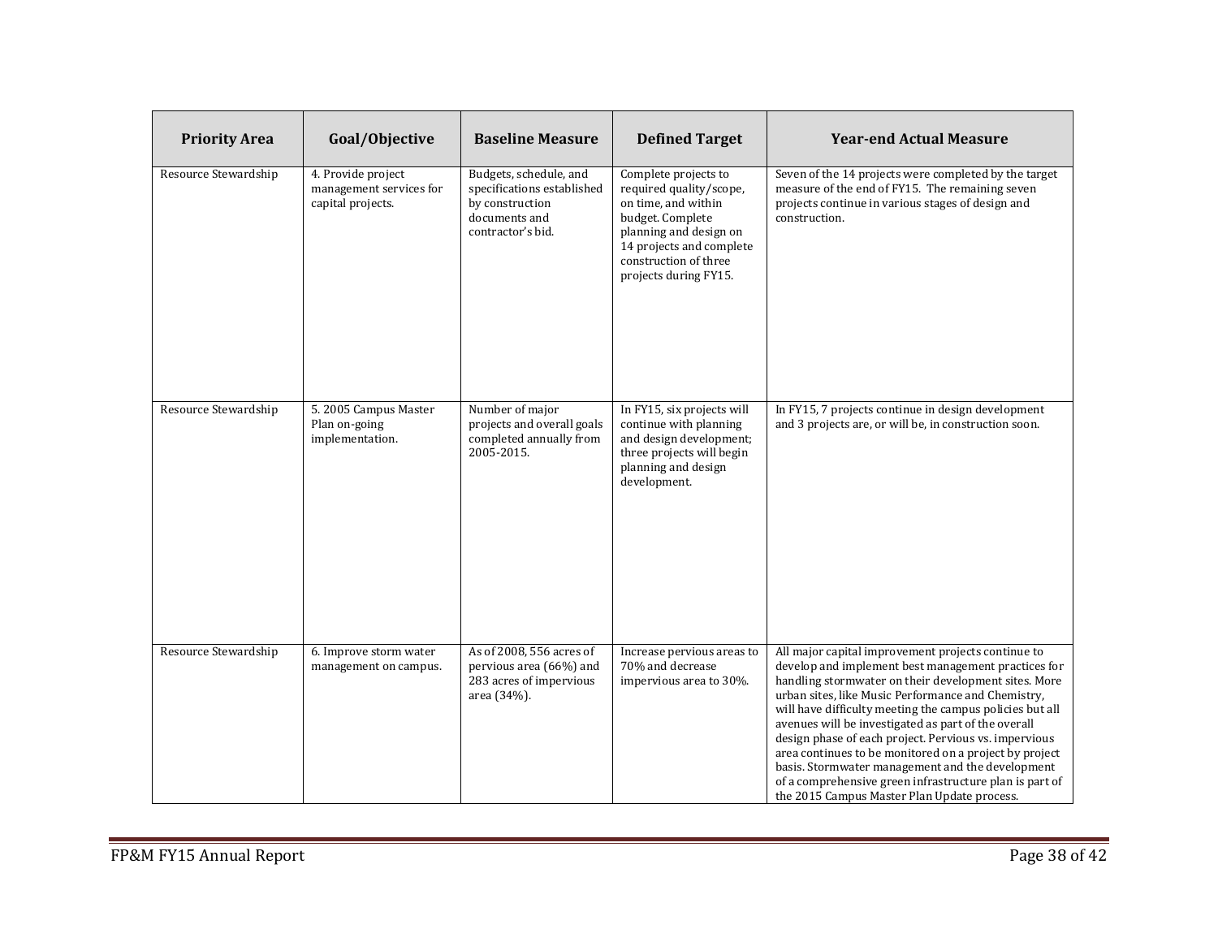| Priority Area | Goal/Objective | Baseline Measure | Defined Target | Year-end Actual Measure |
|---|---|---|---|---|
| Resource Stewardship | 4. Provide project management services for capital projects. | Budgets, schedule, and specifications established by construction documents and contractor's bid. | Complete projects to required quality/scope, on time, and within budget. Complete planning and design on 14 projects and complete construction of three projects during FY15. | Seven of the 14 projects were completed by the target measure of the end of FY15. The remaining seven projects continue in various stages of design and construction. |
| Resource Stewardship | 5. 2005 Campus Master Plan on-going implementation. | Number of major projects and overall goals completed annually from 2005-2015. | In FY15, six projects will continue with planning and design development; three projects will begin planning and design development. | In FY15, 7 projects continue in design development and 3 projects are, or will be, in construction soon. |
| Resource Stewardship | 6. Improve storm water management on campus. | As of 2008, 556 acres of pervious area (66%) and 283 acres of impervious area (34%). | Increase pervious areas to 70% and decrease impervious area to 30%. | All major capital improvement projects continue to develop and implement best management practices for handling stormwater on their development sites. More urban sites, like Music Performance and Chemistry, will have difficulty meeting the campus policies but all avenues will be investigated as part of the overall design phase of each project. Pervious vs. impervious area continues to be monitored on a project by project basis. Stormwater management and the development of a comprehensive green infrastructure plan is part of the 2015 Campus Master Plan Update process. |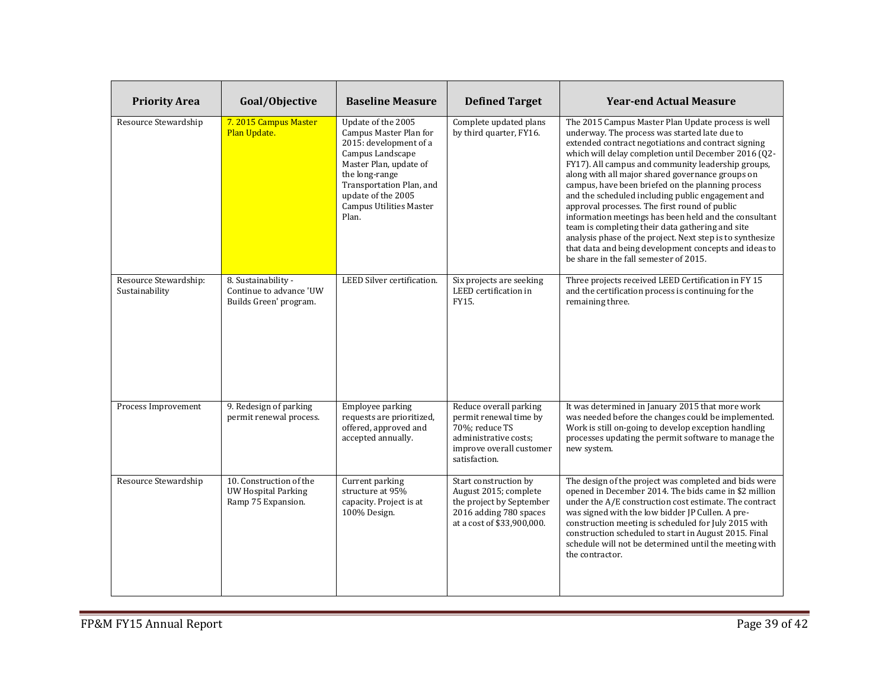| Priority Area | Goal/Objective | Baseline Measure | Defined Target | Year-end Actual Measure |
|---|---|---|---|---|
| Resource Stewardship | 7. 2015 Campus Master Plan Update. | Update of the 2005 Campus Master Plan for 2015: development of a Campus Landscape Master Plan, update of the long-range Transportation Plan, and update of the 2005 Campus Utilities Master Plan. | Complete updated plans by third quarter, FY16. | The 2015 Campus Master Plan Update process is well underway. The process was started late due to extended contract negotiations and contract signing which will delay completion until December 2016 (Q2-FY17). All campus and community leadership groups, along with all major shared governance groups on campus, have been briefed on the planning process and the scheduled including public engagement and approval processes. The first round of public information meetings has been held and the consultant team is completing their data gathering and site analysis phase of the project. Next step is to synthesize that data and being development concepts and ideas to be share in the fall semester of 2015. |
| Resource Stewardship: Sustainability | 8. Sustainability - Continue to advance 'UW Builds Green' program. | LEED Silver certification. | Six projects are seeking LEED certification in FY15. | Three projects received LEED Certification in FY 15 and the certification process is continuing for the remaining three. |
| Process Improvement | 9. Redesign of parking permit renewal process. | Employee parking requests are prioritized, offered, approved and accepted annually. | Reduce overall parking permit renewal time by 70%; reduce TS administrative costs; improve overall customer satisfaction. | It was determined in January 2015 that more work was needed before the changes could be implemented. Work is still on-going to develop exception handling processes updating the permit software to manage the new system. |
| Resource Stewardship | 10. Construction of the UW Hospital Parking Ramp 75 Expansion. | Current parking structure at 95% capacity. Project is at 100% Design. | Start construction by August 2015; complete the project by September 2016 adding 780 spaces at a cost of $33,900,000. | The design of the project was completed and bids were opened in December 2014. The bids came in $2 million under the A/E construction cost estimate. The contract was signed with the low bidder JP Cullen. A pre-construction meeting is scheduled for July 2015 with construction scheduled to start in August 2015. Final schedule will not be determined until the meeting with the contractor. |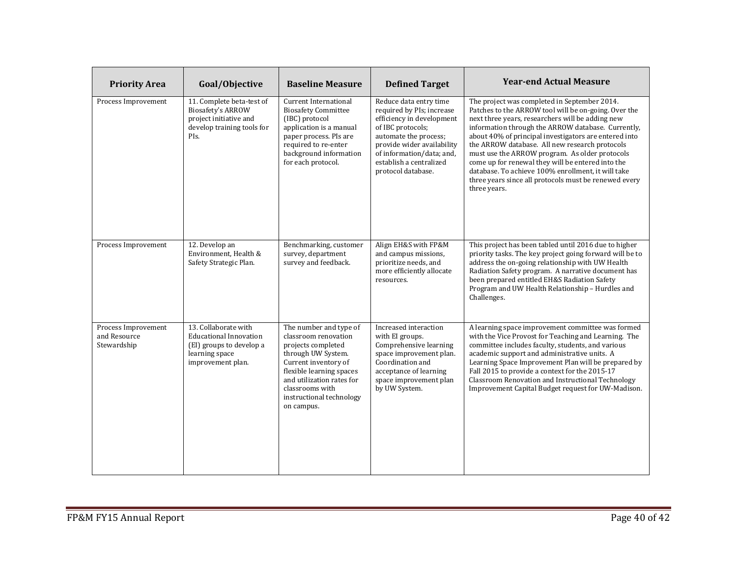| Priority Area | Goal/Objective | Baseline Measure | Defined Target | Year-end Actual Measure |
|---|---|---|---|---|
| Process Improvement | 11. Complete beta-test of Biosafety's ARROW project initiative and develop training tools for PIs. | Current International Biosafety Committee (IBC) protocol application is a manual paper process. PIs are required to re-enter background information for each protocol. | Reduce data entry time required by PIs; increase efficiency in development of IBC protocols; automate the process; provide wider availability of information/data; and, establish a centralized protocol database. | The project was completed in September 2014. Patches to the ARROW tool will be on-going. Over the next three years, researchers will be adding new information through the ARROW database. Currently, about 40% of principal investigators are entered into the ARROW database. All new research protocols must use the ARROW program. As older protocols come up for renewal they will be entered into the database. To achieve 100% enrollment, it will take three years since all protocols must be renewed every three years. |
| Process Improvement | 12. Develop an Environment, Health & Safety Strategic Plan. | Benchmarking, customer survey, department survey and feedback. | Align EH&S with FP&M and campus missions, prioritize needs, and more efficiently allocate resources. | This project has been tabled until 2016 due to higher priority tasks. The key project going forward will be to address the on-going relationship with UW Health Radiation Safety program. A narrative document has been prepared entitled EH&S Radiation Safety Program and UW Health Relationship – Hurdles and Challenges. |
| Process Improvement and Resource Stewardship | 13. Collaborate with Educational Innovation (EI) groups to develop a learning space improvement plan. | The number and type of classroom renovation projects completed through UW System. Current inventory of flexible learning spaces and utilization rates for classrooms with instructional technology on campus. | Increased interaction with EI groups. Comprehensive learning space improvement plan. Coordination and acceptance of learning space improvement plan by UW System. | A learning space improvement committee was formed with the Vice Provost for Teaching and Learning. The committee includes faculty, students, and various academic support and administrative units. A Learning Space Improvement Plan will be prepared by Fall 2015 to provide a context for the 2015-17 Classroom Renovation and Instructional Technology Improvement Capital Budget request for UW-Madison. |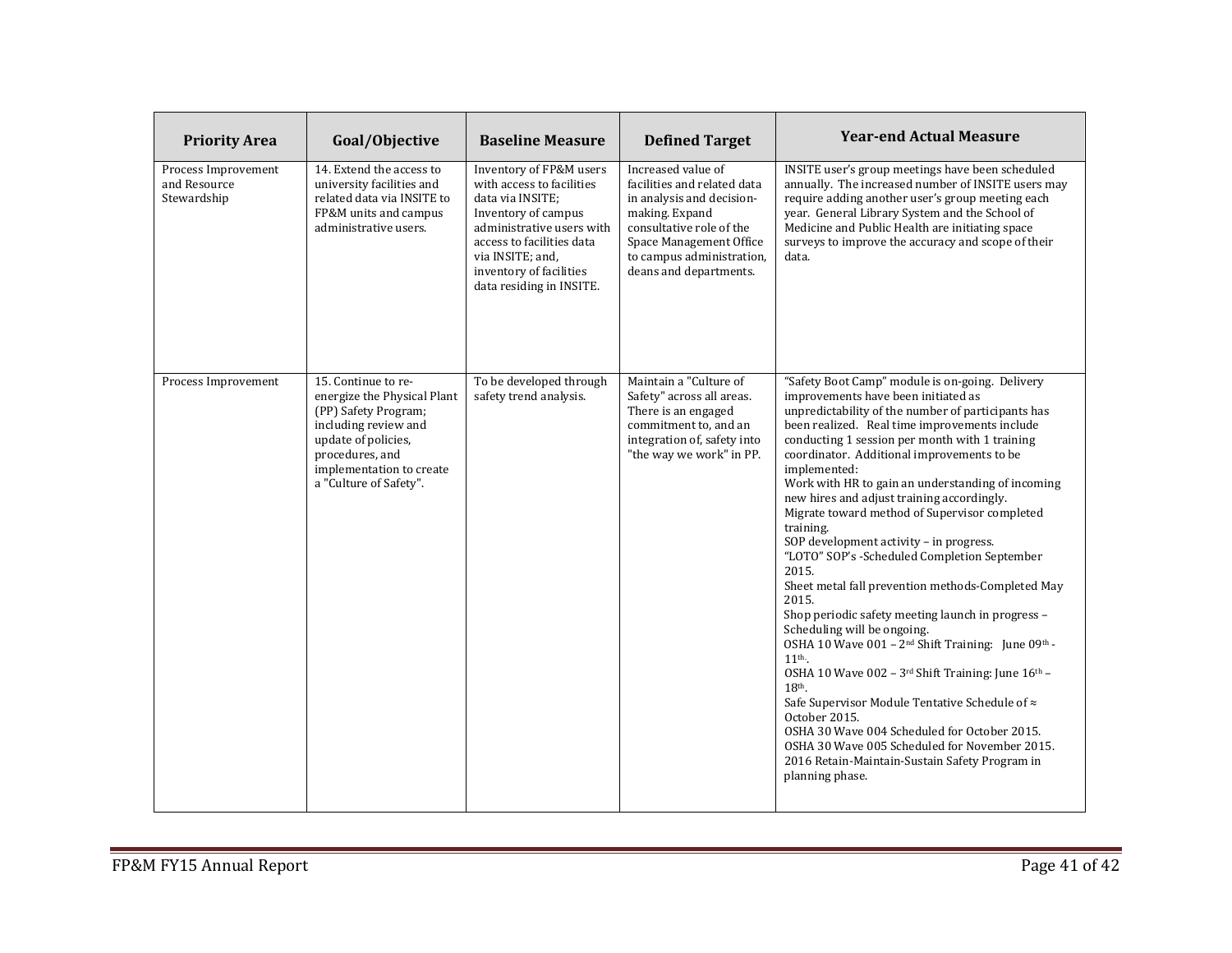| Priority Area | Goal/Objective | Baseline Measure | Defined Target | Year-end Actual Measure |
|---|---|---|---|---|
| Process Improvement and Resource Stewardship | 14. Extend the access to university facilities and related data via INSITE to FP&M units and campus administrative users. | Inventory of FP&M users with access to facilities data via INSITE; Inventory of campus administrative users with access to facilities data via INSITE; and, inventory of facilities data residing in INSITE. | Increased value of facilities and related data in analysis and decision-making. Expand consultative role of the Space Management Office to campus administration, deans and departments. | INSITE user's group meetings have been scheduled annually. The increased number of INSITE users may require adding another user's group meeting each year. General Library System and the School of Medicine and Public Health are initiating space surveys to improve the accuracy and scope of their data. |
| Process Improvement | 15. Continue to re-energize the Physical Plant (PP) Safety Program; including review and update of policies, procedures, and implementation to create a "Culture of Safety". | To be developed through safety trend analysis. | Maintain a "Culture of Safety" across all areas. There is an engaged commitment to, and an integration of, safety into "the way we work" in PP. | "Safety Boot Camp" module is on-going. Delivery improvements have been initiated as unpredictability of the number of participants has been realized. Real time improvements include conducting 1 session per month with 1 training coordinator. Additional improvements to be implemented:<br>Work with HR to gain an understanding of incoming new hires and adjust training accordingly.<br>Migrate toward method of Supervisor completed training.<br>SOP development activity – in progress.<br>"LOTO" SOP's -Scheduled Completion September 2015.<br>Sheet metal fall prevention methods-Completed May 2015.<br>Shop periodic safety meeting launch in progress – Scheduling will be ongoing.<br>OSHA 10 Wave 001 – 2nd Shift Training: June 09th - 11th.<br>OSHA 10 Wave 002 – 3rd Shift Training: June 16th – 18th.<br>Safe Supervisor Module Tentative Schedule of ≈ October 2015.<br>OSHA 30 Wave 004 Scheduled for October 2015.<br>OSHA 30 Wave 005 Scheduled for November 2015.<br>2016 Retain-Maintain-Sustain Safety Program in planning phase. |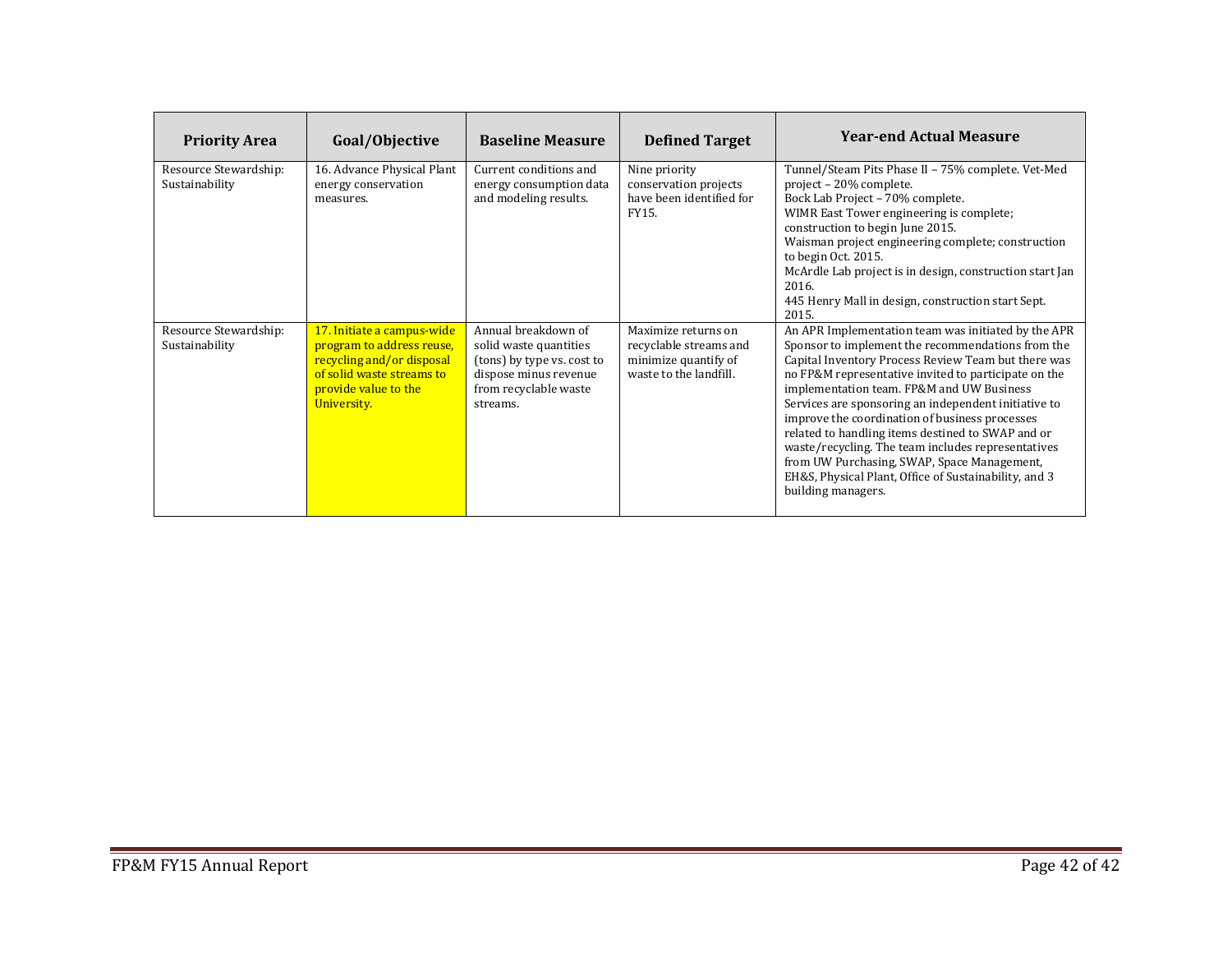| Priority Area | Goal/Objective | Baseline Measure | Defined Target | Year-end Actual Measure |
|---|---|---|---|---|
| Resource Stewardship: Sustainability | 16. Advance Physical Plant energy conservation measures. | Current conditions and energy consumption data and modeling results. | Nine priority conservation projects have been identified for FY15. | Tunnel/Steam Pits Phase II – 75% complete. Vet-Med project – 20% complete.<br>Bock Lab Project – 70% complete.<br>WIMR East Tower engineering is complete; construction to begin June 2015.<br>Waisman project engineering complete; construction to begin Oct. 2015.<br>McArdle Lab project is in design, construction start Jan 2016.<br>445 Henry Mall in design, construction start Sept. 2015. |
| Resource Stewardship: Sustainability | 17. Initiate a campus-wide program to address reuse, recycling and/or disposal of solid waste streams to provide value to the University. | Annual breakdown of solid waste quantities (tons) by type vs. cost to dispose minus revenue from recyclable waste streams. | Maximize returns on recyclable streams and minimize quantify of waste to the landfill. | An APR Implementation team was initiated by the APR Sponsor to implement the recommendations from the Capital Inventory Process Review Team but there was no FP&M representative invited to participate on the implementation team. FP&M and UW Business Services are sponsoring an independent initiative to improve the coordination of business processes related to handling items destined to SWAP and or waste/recycling. The team includes representatives from UW Purchasing, SWAP, Space Management, EH&S, Physical Plant, Office of Sustainability, and 3 building managers. |